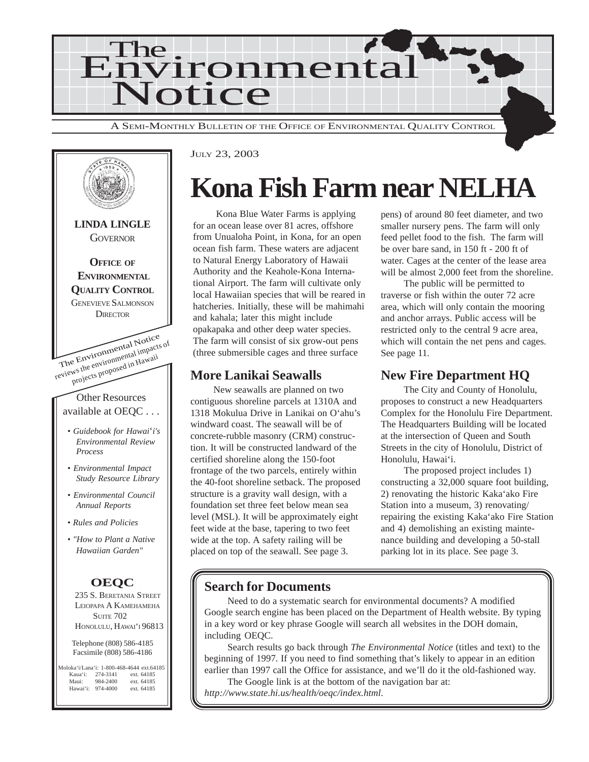# The Environmental Notice

A SEMI-MONTHLY BULLETIN OF THE OFFICE OF ENVIRONMENTAL QUALITY CONTROL

JULY 23, 2003

# Kona Fish Farm near NELHA

Kona Blue Water Farms is applying for an ocean lease over 81 acres, offshore from Unualoha Point, in Kona, for an open ocean fish farm. These waters are adjacent to Natural Energy Laboratory of Hawaii Authority and the Keahole-Kona International Airport. The farm will cultivate only local Hawaiian species that will be reared in hatcheries. Initially, these will be mahimahi and kahala; later this might include opakapaka and other deep water species. The farm will consist of six grow-out pens (three submersible cages and three surface pens) of around 80 feet diameter, and two smaller nursery pens. The farm will only feed pellet food to the fish. The farm will be over bare sand, in 150 ft - 200 ft of water. Cages at the center of the lease area will be almost 2,000 feet from the shoreline.

The public will be permitted to traverse or fish within the outer 72 acre area, which will only contain the mooring and anchor arrays. Public access will be restricted only to the central 9 acre area, which will contain the net pens and cages. See page 11.

## More Lanikai Seawalls

New seawalls are planned on two contiguous shoreline parcels at 1310A and 1318 Mokulua Drive in Lanikai on O'ahu's windward coast. The seawall will be of concrete-rubble masonry (CRM) construction. It will be constructed landward of the certified shoreline along the 150-foot frontage of the two parcels, entirely within the 40-foot shoreline setback. The proposed structure is a gravity wall design, with a foundation set three feet below mean sea level (MSL). It will be approximately eight feet wide at the base, tapering to two feet wide at the top. A safety railing will be placed on top of the seawall. See page 3.

## New Fire Department HQ

The City and County of Honolulu, proposes to construct a new Headquarters Complex for the Honolulu Fire Department. The Headquarters Building will be located at the intersection of Queen and South Streets in the city of Honolulu, District of Honolulu, Hawai'i.

The proposed project includes 1) constructing a 32,000 square foot building, 2) renovating the historic Kaka'ako Fire Station into a museum, 3) renovating/ repairing the existing Kaka'ako Fire Station and 4) demolishing an existing maintenance building and developing a 50-stall parking lot in its place. See page 3.

## Search for Documents

Need to do a systematic search for environmental documents? A modified Google search engine has been placed on the Department of Health website. By typing in a key word or key phrase Google will search all websites in the DOH domain, including OEQC.

Search results go back through *The Environmental Notice* (titles and text) to the beginning of 1997. If you need to find something that's likely to appear in an edition earlier than 1997 call the Office for assistance, and we'll do it the old-fashioned way.

The Google link is at the bottom of the navigation bar at: *http://www.state.hi.us/health/oeqc/index.html*.

---

**LINDA LINGLE**
GOVERNOR

**OFFICE OF ENVIRONMENTAL QUALITY CONTROL**
GENEVIEVE SALMONSON
DIRECTOR

The Environmental Notice reviews the environmental impacts of projects proposed in Hawaii

Other Resources available at OEQC . . .

- *Guidebook for Hawai'i's Environmental Review Process*
- *Environmental Impact Study Resource Library*
- *Environmental Council Annual Reports*
- *Rules and Policies*
- *"How to Plant a Native Hawaiian Garden"*

**OEQC**

235 S. BERETANIA STREET
LEIOPAPA A KAMEHAMEHA
SUITE 702
HONOLULU, HAWAI'I 96813

Telephone (808) 586-4185
Facsimile (808) 586-4186

| | | |
|---|---|---|
| Moloka'i/Lana'i: | 1-800-468-4644 | ext.64185 |
| Kaua'i: | 274-3141 | ext. 64185 |
| Maui: | 984-2400 | ext. 64185 |
| Hawai'i: | 974-4000 | ext. 64185 |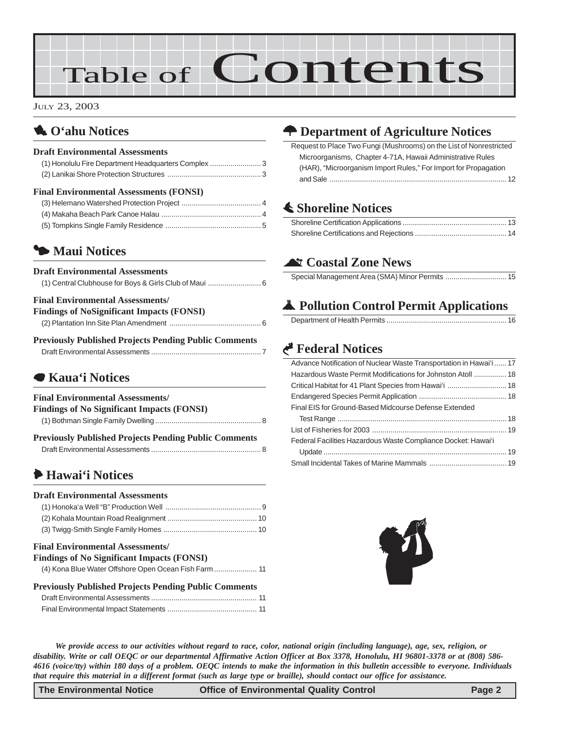# Table of Contents

July 23, 2003

## O'ahu Notices

### Draft Environmental Assessments

(1) Honolulu Fire Department Headquarters Complex ......................... 3
(2) Lanikai Shore Protection Structures ............................................. 3

### Final Environmental Assessments (FONSI)

(3) Helemano Watershed Protection Project ....................................... 4
(4) Makaha Beach Park Canoe Halau ................................................. 4
(5) Tompkins Single Family Residence ............................................... 5

## Maui Notices

### Draft Environmental Assessments

(1) Central Clubhouse for Boys & Girls Club of Maui .......................... 6

### Final Environmental Assessments/ Findings of NoSignificant Impacts (FONSI)

(2) Plantation Inn Site Plan Amendment ............................................. 6

### Previously Published Projects Pending Public Comments

Draft Environmental Assessments ...................................................... 7

## Kaua'i Notices

### Final Environmental Assessments/ Findings of No Significant Impacts (FONSI)

(1) Bothman Single Family Dwelling .................................................... 8

### Previously Published Projects Pending Public Comments

Draft Environmental Assessments ...................................................... 8

## Hawai'i Notices

### Draft Environmental Assessments

(1) Honoka'a Well "B" Production Well ............................................... 9
(2) Kohala Mountain Road Realignment ............................................ 10
(3) Twigg-Smith Single Family Homes .............................................. 10

### Final Environmental Assessments/ Findings of No Significant Impacts (FONSI)

(4) Kona Blue Water Offshore Open Ocean Fish Farm ..................... 11

### Previously Published Projects Pending Public Comments

Draft Environmental Assessments .................................................... 11
Final Environmental Impact Statements ............................................ 11

## Department of Agriculture Notices

Request to Place Two Fungi (Mushrooms) on the List of Nonrestricted Microorganisms, Chapter 4-71A, Hawaii Administrative Rules (HAR), "Microorganism Import Rules," For Import for Propagation and Sale ....................................................................................... 12

## Shoreline Notices

Shoreline Certification Applications ................................................... 13
Shoreline Certifications and Rejections ............................................. 14

## Coastal Zone News

Special Management Area (SMA) Minor Permits .............................. 15

## Pollution Control Permit Applications

Department of Health Permits ........................................................... 16

## Federal Notices

Advance Notification of Nuclear Waste Transportation in Hawai'i ...... 17
Hazardous Waste Permit Modifications for Johnston Atoll ................ 18
Critical Habitat for 41 Plant Species from Hawai'i ............................. 18
Endangered Species Permit Application ........................................... 18
Final EIS for Ground-Based Midcourse Defense Extended Test Range ................................................................................... 18
List of Fisheries for 2003 .................................................................. 19
Federal Facilities Hazardous Waste Compliance Docket: Hawai'i Update ........................................................................................... 19
Small Incidental Takes of Marine Mammals ...................................... 19

***We provide access to our activities without regard to race, color, national origin (including language), age, sex, religion, or disability. Write or call OEQC or our departmental Affirmative Action Officer at Box 3378, Honolulu, HI 96801-3378 or at (808) 586-4616 (voice/tty) within 180 days of a problem. OEQC intends to make the information in this bulletin accessible to everyone. Individuals that require this material in a different format (such as large type or braille), should contact our office for assistance.***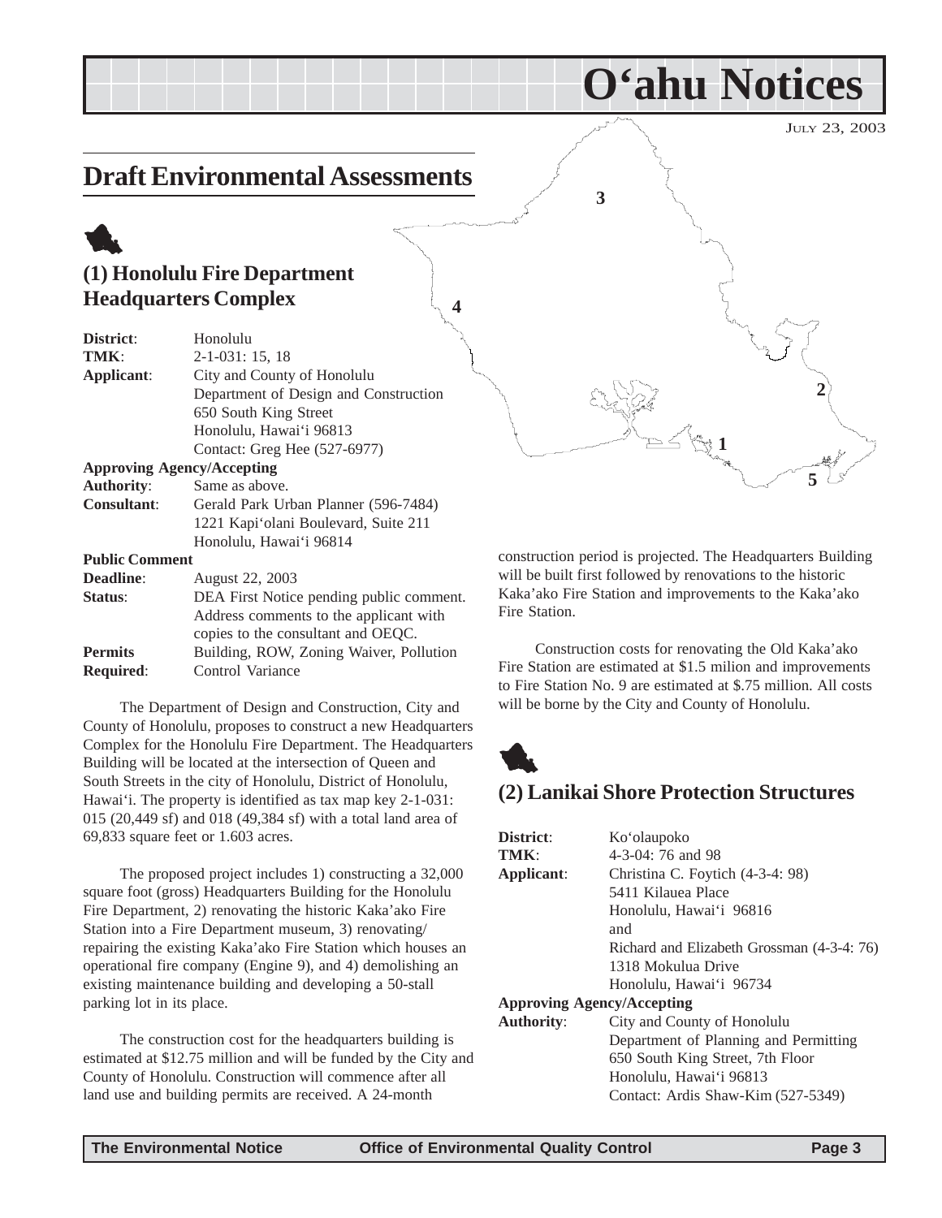# O'ahu Notices

JULY 23, 2003

## Draft Environmental Assessments

### (1) Honolulu Fire Department Headquarters Complex

**District**: Honolulu
**TMK**: 2-1-031: 15, 18
**Applicant**: City and County of Honolulu
Department of Design and Construction
650 South King Street
Honolulu, Hawai'i 96813
Contact: Greg Hee (527-6977)

**Approving Agency/Accepting**
**Authority**: Same as above.
**Consultant**: Gerald Park Urban Planner (596-7484)
1221 Kapi'olani Boulevard, Suite 211
Honolulu, Hawai'i 96814

**Public Comment**
**Deadline**: August 22, 2003
**Status**: DEA First Notice pending public comment. Address comments to the applicant with copies to the consultant and OEQC.
**Permits Required**: Building, ROW, Zoning Waiver, Pollution Control Variance

The Department of Design and Construction, City and County of Honolulu, proposes to construct a new Headquarters Complex for the Honolulu Fire Department. The Headquarters Building will be located at the intersection of Queen and South Streets in the city of Honolulu, District of Honolulu, Hawai'i. The property is identified as tax map key 2-1-031: 015 (20,449 sf) and 018 (49,384 sf) with a total land area of 69,833 square feet or 1.603 acres.

The proposed project includes 1) constructing a 32,000 square foot (gross) Headquarters Building for the Honolulu Fire Department, 2) renovating the historic Kaka'ako Fire Station into a Fire Department museum, 3) renovating/ repairing the existing Kaka'ako Fire Station which houses an operational fire company (Engine 9), and 4) demolishing an existing maintenance building and developing a 50-stall parking lot in its place.

The construction cost for the headquarters building is estimated at $12.75 million and will be funded by the City and County of Honolulu. Construction will commence after all land use and building permits are received. A 24-month construction period is projected. The Headquarters Building will be built first followed by renovations to the historic Kaka'ako Fire Station and improvements to the Kaka'ako Fire Station.

Construction costs for renovating the Old Kaka'ako Fire Station are estimated at $1.5 milion and improvements to Fire Station No. 9 are estimated at $.75 million. All costs will be borne by the City and County of Honolulu.

### (2) Lanikai Shore Protection Structures

**District**: Ko'olaupoko
**TMK**: 4-3-04: 76 and 98
**Applicant**: Christina C. Foytich (4-3-4: 98)
5411 Kilauea Place
Honolulu, Hawai'i 96816
and
Richard and Elizabeth Grossman (4-3-4: 76)
1318 Mokulua Drive
Honolulu, Hawai'i 96734

**Approving Agency/Accepting**
**Authority**: City and County of Honolulu
Department of Planning and Permitting
650 South King Street, 7th Floor
Honolulu, Hawai'i 96813
Contact: Ardis Shaw-Kim (527-5349)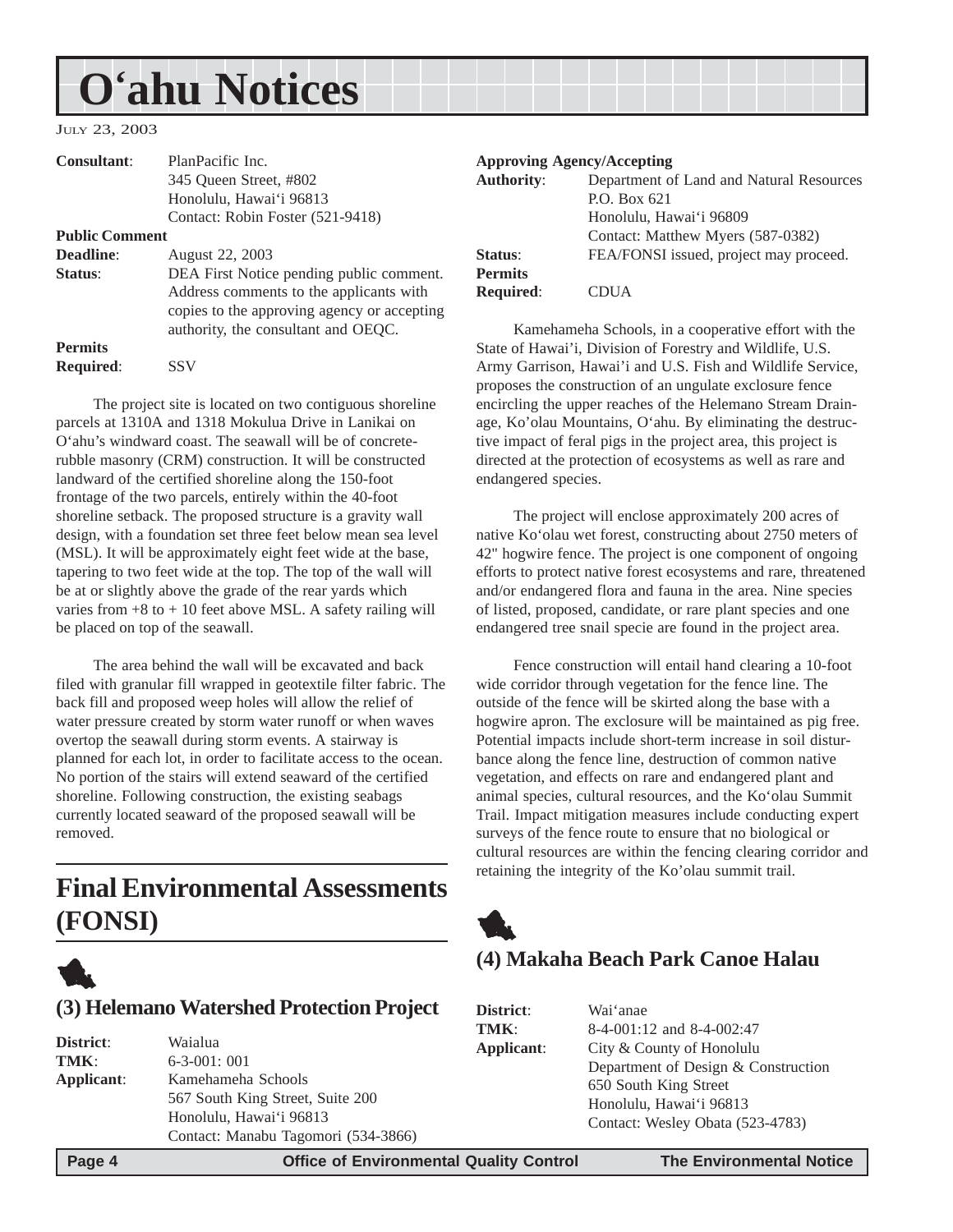# O'ahu Notices

JULY 23, 2003

**Consultant**: PlanPacific Inc.
345 Queen Street, #802
Honolulu, Hawai'i 96813
Contact: Robin Foster (521-9418)

**Public Comment Deadline**: August 22, 2003

**Status**: DEA First Notice pending public comment. Address comments to the applicants with copies to the approving agency or accepting authority, the consultant and OEQC.

**Permits Required**: SSV

The project site is located on two contiguous shoreline parcels at 1310A and 1318 Mokulua Drive in Lanikai on O'ahu's windward coast. The seawall will be of concrete-rubble masonry (CRM) construction. It will be constructed landward of the certified shoreline along the 150-foot frontage of the two parcels, entirely within the 40-foot shoreline setback. The proposed structure is a gravity wall design, with a foundation set three feet below mean sea level (MSL). It will be approximately eight feet wide at the base, tapering to two feet wide at the top. The top of the wall will be at or slightly above the grade of the rear yards which varies from +8 to + 10 feet above MSL. A safety railing will be placed on top of the seawall.

The area behind the wall will be excavated and back filed with granular fill wrapped in geotextile filter fabric. The back fill and proposed weep holes will allow the relief of water pressure created by storm water runoff or when waves overtop the seawall during storm events. A stairway is planned for each lot, in order to facilitate access to the ocean. No portion of the stairs will extend seaward of the certified shoreline. Following construction, the existing seabags currently located seaward of the proposed seawall will be removed.

# Final Environmental Assessments (FONSI)

## (3) Helemano Watershed Protection Project

**District**: Waialua

**TMK**: 6-3-001: 001

**Applicant**: Kamehameha Schools
567 South King Street, Suite 200
Honolulu, Hawai'i 96813
Contact: Manabu Tagomori (534-3866)

**Approving Agency/Accepting Authority**: Department of Land and Natural Resources
P.O. Box 621
Honolulu, Hawai'i 96809
Contact: Matthew Myers (587-0382)

**Status**: FEA/FONSI issued, project may proceed.

**Permits Required**: CDUA

Kamehameha Schools, in a cooperative effort with the State of Hawai'i, Division of Forestry and Wildlife, U.S. Army Garrison, Hawai'i and U.S. Fish and Wildlife Service, proposes the construction of an ungulate exclosure fence encircling the upper reaches of the Helemano Stream Drainage, Ko'olau Mountains, O'ahu. By eliminating the destructive impact of feral pigs in the project area, this project is directed at the protection of ecosystems as well as rare and endangered species.

The project will enclose approximately 200 acres of native Ko'olau wet forest, constructing about 2750 meters of 42" hogwire fence. The project is one component of ongoing efforts to protect native forest ecosystems and rare, threatened and/or endangered flora and fauna in the area. Nine species of listed, proposed, candidate, or rare plant species and one endangered tree snail specie are found in the project area.

Fence construction will entail hand clearing a 10-foot wide corridor through vegetation for the fence line. The outside of the fence will be skirted along the base with a hogwire apron. The exclosure will be maintained as pig free. Potential impacts include short-term increase in soil disturbance along the fence line, destruction of common native vegetation, and effects on rare and endangered plant and animal species, cultural resources, and the Ko'olau Summit Trail. Impact mitigation measures include conducting expert surveys of the fence route to ensure that no biological or cultural resources are within the fencing clearing corridor and retaining the integrity of the Ko'olau summit trail.

## (4) Makaha Beach Park Canoe Halau

**District**: Wai'anae

**TMK**: 8-4-001:12 and 8-4-002:47

**Applicant**: City & County of Honolulu
Department of Design & Construction
650 South King Street
Honolulu, Hawai'i 96813
Contact: Wesley Obata (523-4783)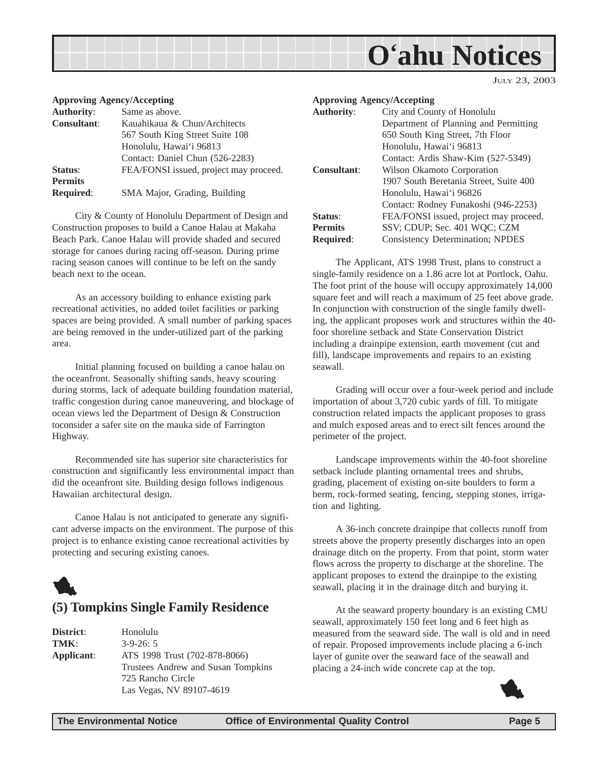**Approving Agency/Accepting**

| | |
|---|---|
| **Authority**: | Same as above. |
| **Consultant**: | Kauahikaua & Chun/Architects<br>567 South King Street Suite 108<br>Honolulu, Hawai'i 96813<br>Contact: Daniel Chun (526-2283) |
| **Status**: | FEA/FONSI issued, project may proceed. |
| **Permits Required**: | SMA Major, Grading, Building |

City & County of Honolulu Department of Design and Construction proposes to build a Canoe Halau at Makaha Beach Park. Canoe Halau will provide shaded and secured storage for canoes during racing off-season. During prime racing season canoes will continue to be left on the sandy beach next to the ocean.

As an accessory building to enhance existing park recreational activities, no added toilet facilities or parking spaces are being provided. A small number of parking spaces are being removed in the under-utilized part of the parking area.

Initial planning focused on building a canoe halau on the oceanfront. Seasonally shifting sands, heavy scouring during storms, lack of adequate building foundation material, traffic congestion during canoe maneuvering, and blockage of ocean views led the Department of Design & Construction toconsider a safer site on the mauka side of Farrington Highway.

Recommended site has superior site characteristics for construction and significantly less environmental impact than did the oceanfront site. Building design follows indigenous Hawaiian architectural design.

Canoe Halau is not anticipated to generate any significant adverse impacts on the environment. The purpose of this project is to enhance existing canoe recreational activities by protecting and securing existing canoes.

## (5) Tompkins Single Family Residence

| | |
|---|---|
| **District**: | Honolulu |
| **TMK**: | 3-9-26: 5 |
| **Applicant**: | ATS 1998 Trust (702-878-8066)<br>Trustees Andrew and Susan Tompkins<br>725 Rancho Circle<br>Las Vegas, NV 89107-4619 |

**Approving Agency/Accepting**

| | |
|---|---|
| **Authority**: | City and County of Honolulu<br>Department of Planning and Permitting<br>650 South King Street, 7th Floor<br>Honolulu, Hawai'i 96813<br>Contact: Ardis Shaw-Kim (527-5349) |
| **Consultant**: | Wilson Okamoto Corporation<br>1907 South Beretania Street, Suite 400<br>Honolulu, Hawai'i 96826<br>Contact: Rodney Funakoshi (946-2253) |
| **Status**: | FEA/FONSI issued, project may proceed. |
| **Permits Required**: | SSV; CDUP; Sec. 401 WQC; CZM Consistency Determination; NPDES |

The Applicant, ATS 1998 Trust, plans to construct a single-family residence on a 1.86 acre lot at Portlock, Oahu. The foot print of the house will occupy approximately 14,000 square feet and will reach a maximum of 25 feet above grade. In conjunction with construction of the single family dwelling, the applicant proposes work and structures within the 40-foor shoreline setback and State Conservation District including a drainpipe extension, earth movement (cut and fill), landscape improvements and repairs to an existing seawall.

Grading will occur over a four-week period and include importation of about 3,720 cubic yards of fill. To mitigate construction related impacts the applicant proposes to grass and mulch exposed areas and to erect silt fences around the perimeter of the project.

Landscape improvements within the 40-foot shoreline setback include planting ornamental trees and shrubs, grading, placement of existing on-site boulders to form a berm, rock-formed seating, fencing, stepping stones, irrigation and lighting.

A 36-inch concrete drainpipe that collects runoff from streets above the property presently discharges into an open drainage ditch on the property. From that point, storm water flows across the property to discharge at the shoreline. The applicant proposes to extend the drainpipe to the existing seawall, placing it in the drainage ditch and burying it.

At the seaward property boundary is an existing CMU seawall, approximately 150 feet long and 6 feet high as measured from the seaward side. The wall is old and in need of repair. Proposed improvements include placing a 6-inch layer of gunite over the seaward face of the seawall and placing a 24-inch wide concrete cap at the top.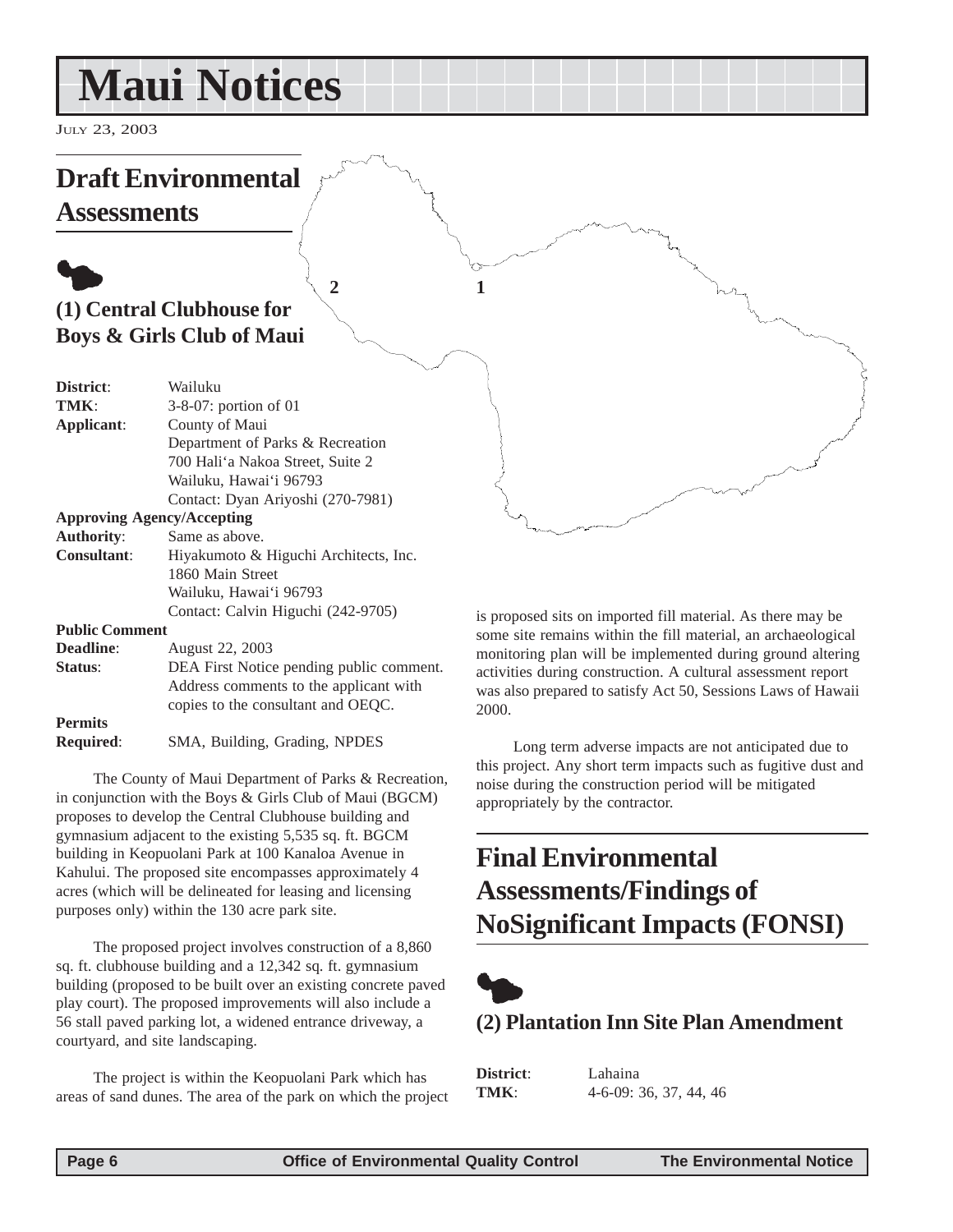# Maui Notices

July 23, 2003

## Draft Environmental Assessments

### (1) Central Clubhouse for Boys & Girls Club of Maui

**District**: Wailuku
**TMK**: 3-8-07: portion of 01
**Applicant**: County of Maui
Department of Parks & Recreation
700 Hali'a Nakoa Street, Suite 2
Wailuku, Hawai'i 96793
Contact: Dyan Ariyoshi (270-7981)
**Approving Agency/Accepting Authority**: Same as above.
**Consultant**: Hiyakumoto & Higuchi Architects, Inc.
1860 Main Street
Wailuku, Hawai'i 96793
Contact: Calvin Higuchi (242-9705)
**Public Comment Deadline**: August 22, 2003
**Status**: DEA First Notice pending public comment. Address comments to the applicant with copies to the consultant and OEQC.
**Permits Required**: SMA, Building, Grading, NPDES

The County of Maui Department of Parks & Recreation, in conjunction with the Boys & Girls Club of Maui (BGCM) proposes to develop the Central Clubhouse building and gymnasium adjacent to the existing 5,535 sq. ft. BGCM building in Keopuolani Park at 100 Kanaloa Avenue in Kahului. The proposed site encompasses approximately 4 acres (which will be delineated for leasing and licensing purposes only) within the 130 acre park site.

The proposed project involves construction of a 8,860 sq. ft. clubhouse building and a 12,342 sq. ft. gymnasium building (proposed to be built over an existing concrete paved play court). The proposed improvements will also include a 56 stall paved parking lot, a widened entrance driveway, a courtyard, and site landscaping.

The project is within the Keopuolani Park which has areas of sand dunes. The area of the park on which the project is proposed sits on imported fill material. As there may be some site remains within the fill material, an archaeological monitoring plan will be implemented during ground altering activities during construction. A cultural assessment report was also prepared to satisfy Act 50, Sessions Laws of Hawaii 2000.

Long term adverse impacts are not anticipated due to this project. Any short term impacts such as fugitive dust and noise during the construction period will be mitigated appropriately by the contractor.

## Final Environmental Assessments/Findings of NoSignificant Impacts (FONSI)

### (2) Plantation Inn Site Plan Amendment

**District**: Lahaina
**TMK**: 4-6-09: 36, 37, 44, 46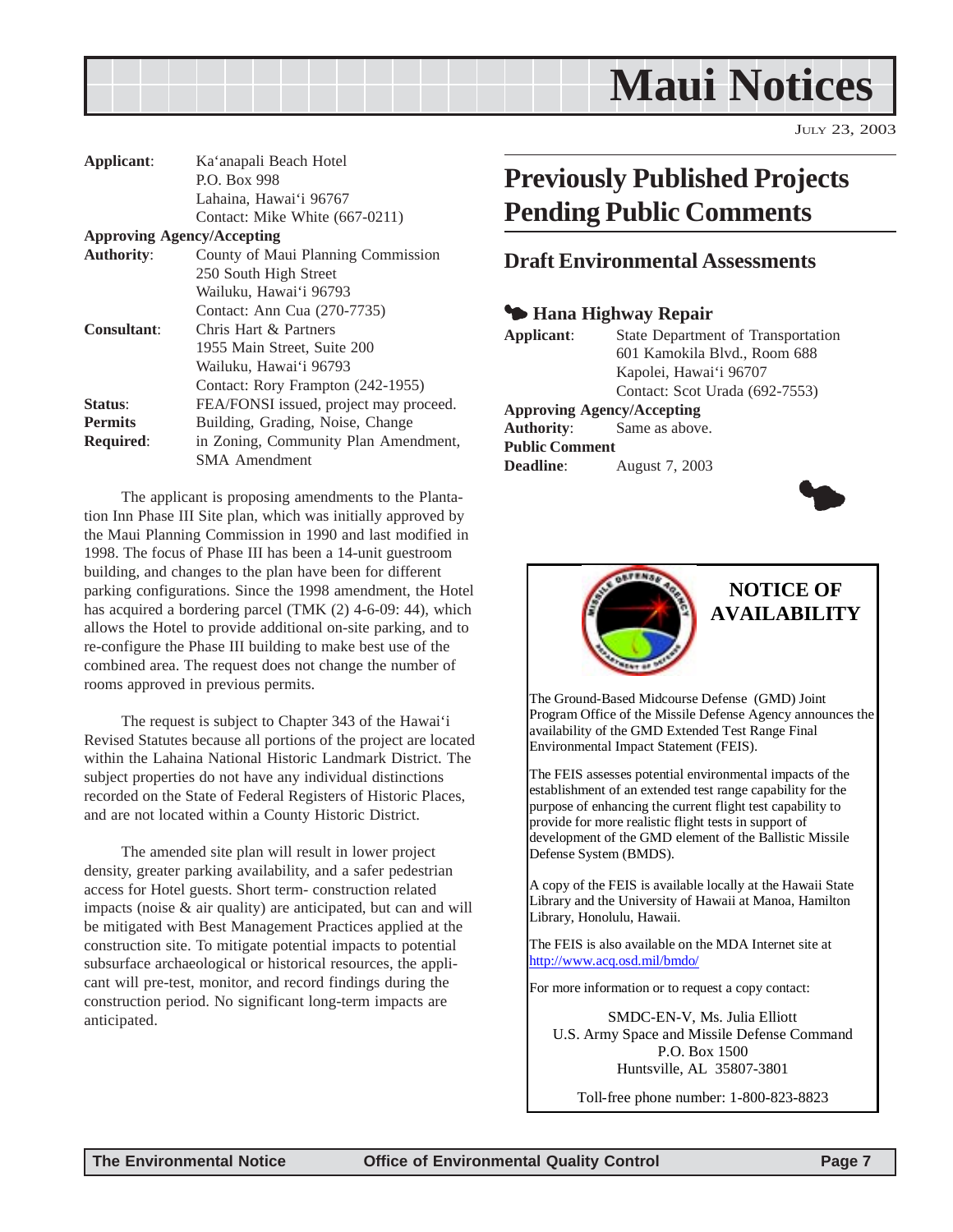| | |
|---|---|
| **Applicant**: | Ka'anapali Beach Hotel<br>P.O. Box 998<br>Lahaina, Hawai'i 96767<br>Contact: Mike White (667-0211) |
| **Approving Agency/Accepting Authority**: | County of Maui Planning Commission<br>250 South High Street<br>Wailuku, Hawai'i 96793<br>Contact: Ann Cua (270-7735) |
| **Consultant**: | Chris Hart & Partners<br>1955 Main Street, Suite 200<br>Wailuku, Hawai'i 96793<br>Contact: Rory Frampton (242-1955) |
| **Status**: | FEA/FONSI issued, project may proceed. |
| **Permits Required**: | Building, Grading, Noise, Change in Zoning, Community Plan Amendment, SMA Amendment |

The applicant is proposing amendments to the Plantation Inn Phase III Site plan, which was initially approved by the Maui Planning Commission in 1990 and last modified in 1998. The focus of Phase III has been a 14-unit guestroom building, and changes to the plan have been for different parking configurations. Since the 1998 amendment, the Hotel has acquired a bordering parcel (TMK (2) 4-6-09: 44), which allows the Hotel to provide additional on-site parking, and to re-configure the Phase III building to make best use of the combined area. The request does not change the number of rooms approved in previous permits.

The request is subject to Chapter 343 of the Hawai'i Revised Statutes because all portions of the project are located within the Lahaina National Historic Landmark District. The subject properties do not have any individual distinctions recorded on the State of Federal Registers of Historic Places, and are not located within a County Historic District.

The amended site plan will result in lower project density, greater parking availability, and a safer pedestrian access for Hotel guests. Short term- construction related impacts (noise & air quality) are anticipated, but can and will be mitigated with Best Management Practices applied at the construction site. To mitigate potential impacts to potential subsurface archaeological or historical resources, the applicant will pre-test, monitor, and record findings during the construction period. No significant long-term impacts are anticipated.

# Previously Published Projects Pending Public Comments

## Draft Environmental Assessments

### Hana Highway Repair

| | |
|---|---|
| **Applicant**: | State Department of Transportation<br>601 Kamokila Blvd., Room 688<br>Kapolei, Hawai'i 96707<br>Contact: Scot Urada (692-7553) |
| **Approving Agency/Accepting Authority**: | Same as above. |
| **Public Comment Deadline**: | August 7, 2003 |

## NOTICE OF AVAILABILITY

The Ground-Based Midcourse Defense (GMD) Joint Program Office of the Missile Defense Agency announces the availability of the GMD Extended Test Range Final Environmental Impact Statement (FEIS).

The FEIS assesses potential environmental impacts of the establishment of an extended test range capability for the purpose of enhancing the current flight test capability to provide for more realistic flight tests in support of development of the GMD element of the Ballistic Missile Defense System (BMDS).

A copy of the FEIS is available locally at the Hawaii State Library and the University of Hawaii at Manoa, Hamilton Library, Honolulu, Hawaii.

The FEIS is also available on the MDA Internet site at http://www.acq.osd.mil/bmdo/

For more information or to request a copy contact:

SMDC-EN-V, Ms. Julia Elliott
U.S. Army Space and Missile Defense Command
P.O. Box 1500
Huntsville, AL 35807-3801

Toll-free phone number: 1-800-823-8823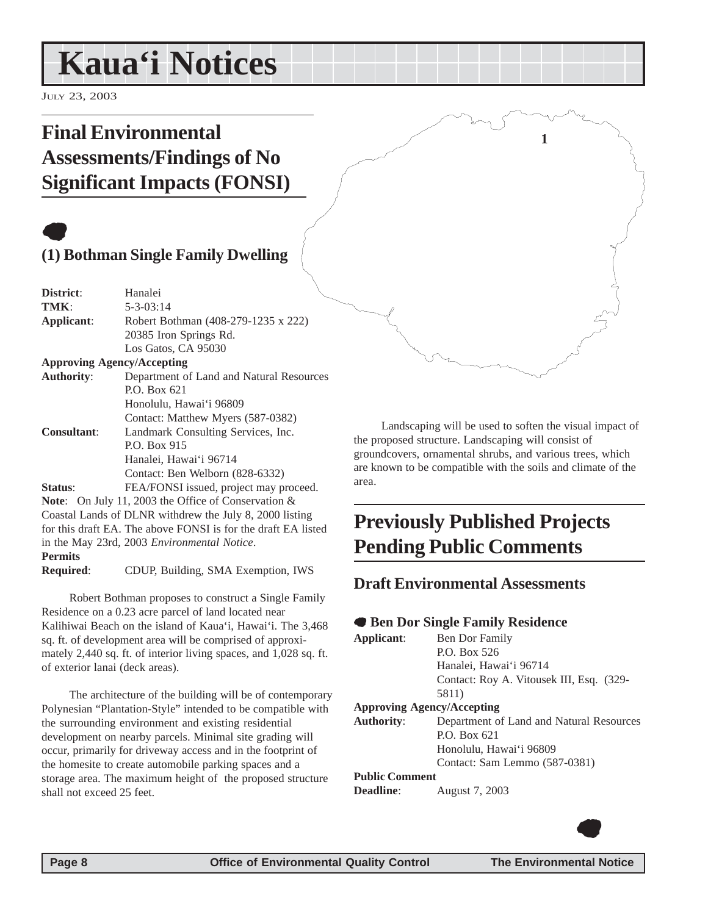# Kaua'i Notices

July 23, 2003

## Final Environmental Assessments/Findings of No Significant Impacts (FONSI)

### (1) Bothman Single Family Dwelling

**District**: Hanalei
**TMK**: 5-3-03:14
**Applicant**: Robert Bothman (408-279-1235 x 222)
20385 Iron Springs Rd.
Los Gatos, CA 95030
**Approving Agency/Accepting Authority**: Department of Land and Natural Resources
P.O. Box 621
Honolulu, Hawai'i 96809
Contact: Matthew Myers (587-0382)
**Consultant**: Landmark Consulting Services, Inc.
P.O. Box 915
Hanalei, Hawai'i 96714
Contact: Ben Welborn (828-6332)
**Status**: FEA/FONSI issued, project may proceed.
**Note**: On July 11, 2003 the Office of Conservation & Coastal Lands of DLNR withdrew the July 8, 2000 listing for this draft EA. The above FONSI is for the draft EA listed in the May 23rd, 2003 *Environmental Notice*.
**Permits Required**: CDUP, Building, SMA Exemption, IWS

Robert Bothman proposes to construct a Single Family Residence on a 0.23 acre parcel of land located near Kalihiwai Beach on the island of Kaua'i, Hawai'i. The 3,468 sq. ft. of development area will be comprised of approximately 2,440 sq. ft. of interior living spaces, and 1,028 sq. ft. of exterior lanai (deck areas).

The architecture of the building will be of contemporary Polynesian "Plantation-Style" intended to be compatible with the surrounding environment and existing residential development on nearby parcels. Minimal site grading will occur, primarily for driveway access and in the footprint of the homesite to create automobile parking spaces and a storage area. The maximum height of the proposed structure shall not exceed 25 feet.

Landscaping will be used to soften the visual impact of the proposed structure. Landscaping will consist of groundcovers, ornamental shrubs, and various trees, which are known to be compatible with the soils and climate of the area.

## Previously Published Projects Pending Public Comments

### Draft Environmental Assessments

#### Ben Dor Single Family Residence

**Applicant**: Ben Dor Family
P.O. Box 526
Hanalei, Hawai'i 96714
Contact: Roy A. Vitousek III, Esq. (329-5811)
**Approving Agency/Accepting Authority**: Department of Land and Natural Resources
P.O. Box 621
Honolulu, Hawai'i 96809
Contact: Sam Lemmo (587-0381)
**Public Comment Deadline**: August 7, 2003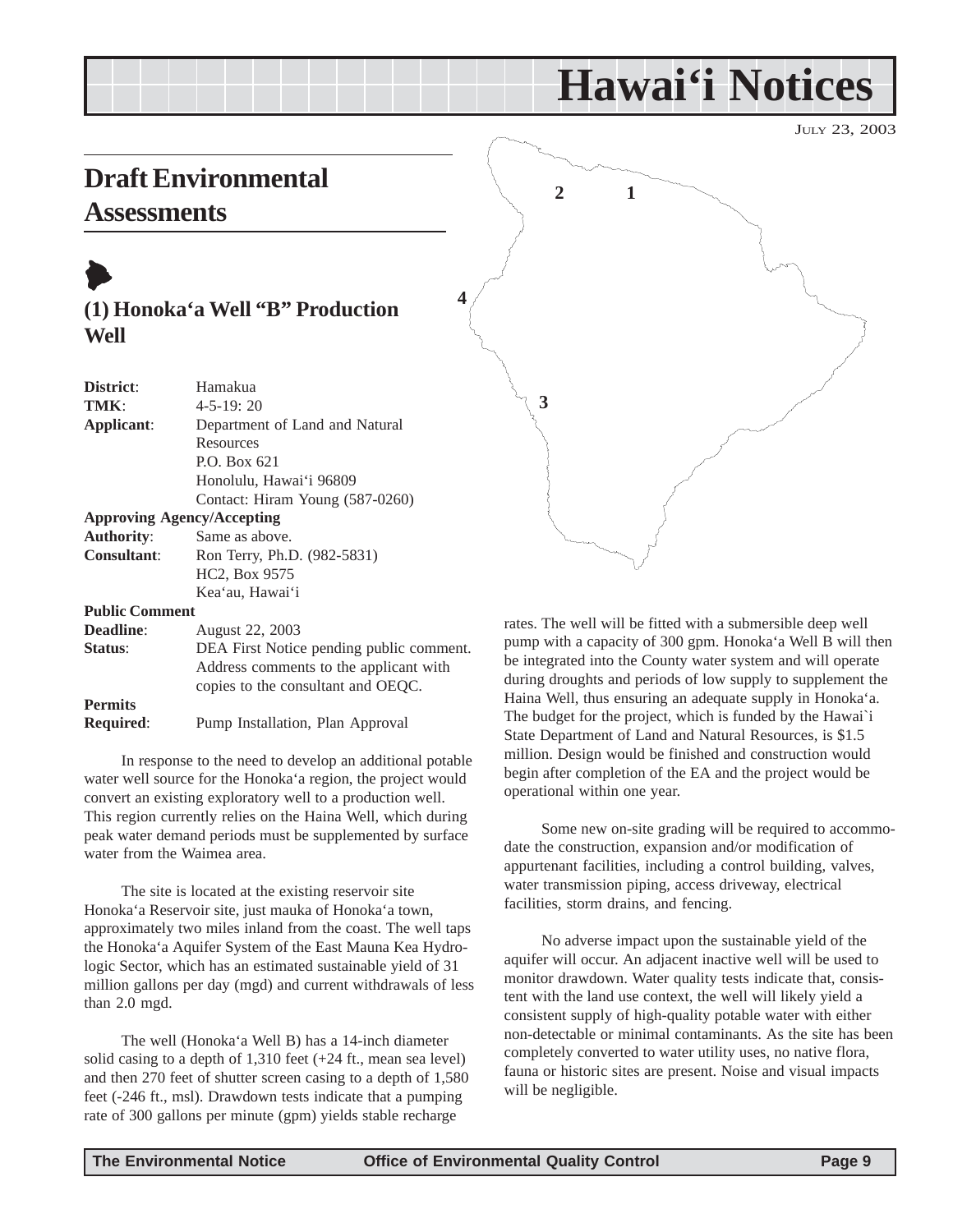# Hawai'i Notices

JULY 23, 2003

## Draft Environmental Assessments

### (1) Honoka'a Well "B" Production Well

**District**: Hamakua
**TMK**: 4-5-19: 20
**Applicant**: Department of Land and Natural Resources
P.O. Box 621
Honolulu, Hawai'i 96809
Contact: Hiram Young (587-0260)
**Approving Agency/Accepting Authority**: Same as above.
**Consultant**: Ron Terry, Ph.D. (982-5831)
HC2, Box 9575
Kea'au, Hawai'i
**Public Comment Deadline**: August 22, 2003
**Status**: DEA First Notice pending public comment. Address comments to the applicant with copies to the consultant and OEQC.
**Permits Required**: Pump Installation, Plan Approval

In response to the need to develop an additional potable water well source for the Honoka'a region, the project would convert an existing exploratory well to a production well. This region currently relies on the Haina Well, which during peak water demand periods must be supplemented by surface water from the Waimea area.

The site is located at the existing reservoir site Honoka'a Reservoir site, just mauka of Honoka'a town, approximately two miles inland from the coast. The well taps the Honoka'a Aquifer System of the East Mauna Kea Hydrologic Sector, which has an estimated sustainable yield of 31 million gallons per day (mgd) and current withdrawals of less than 2.0 mgd.

The well (Honoka'a Well B) has a 14-inch diameter solid casing to a depth of 1,310 feet (+24 ft., mean sea level) and then 270 feet of shutter screen casing to a depth of 1,580 feet (-246 ft., msl). Drawdown tests indicate that a pumping rate of 300 gallons per minute (gpm) yields stable recharge rates. The well will be fitted with a submersible deep well pump with a capacity of 300 gpm. Honoka'a Well B will then be integrated into the County water system and will operate during droughts and periods of low supply to supplement the Haina Well, thus ensuring an adequate supply in Honoka'a. The budget for the project, which is funded by the Hawai`i State Department of Land and Natural Resources, is $1.5 million. Design would be finished and construction would begin after completion of the EA and the project would be operational within one year.

Some new on-site grading will be required to accommodate the construction, expansion and/or modification of appurtenant facilities, including a control building, valves, water transmission piping, access driveway, electrical facilities, storm drains, and fencing.

No adverse impact upon the sustainable yield of the aquifer will occur. An adjacent inactive well will be used to monitor drawdown. Water quality tests indicate that, consistent with the land use context, the well will likely yield a consistent supply of high-quality potable water with either non-detectable or minimal contaminants. As the site has been completely converted to water utility uses, no native flora, fauna or historic sites are present. Noise and visual impacts will be negligible.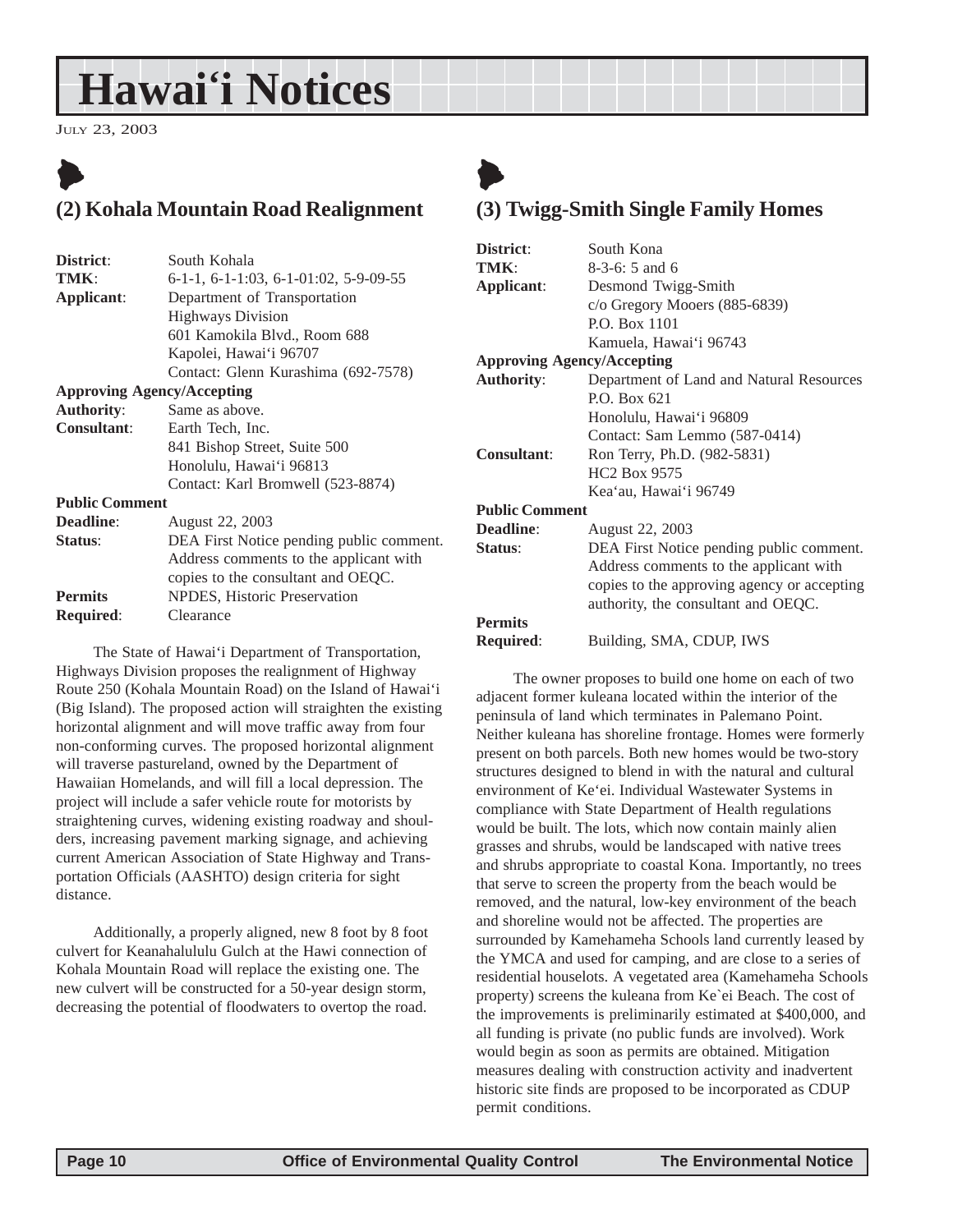# Hawai'i Notices

JULY 23, 2003

## (2) Kohala Mountain Road Realignment

**District**: South Kohala
**TMK**: 6-1-1, 6-1-1:03, 6-1-01:02, 5-9-09-55
**Applicant**: Department of Transportation
Highways Division
601 Kamokila Blvd., Room 688
Kapolei, Hawai'i 96707
Contact: Glenn Kurashima (692-7578)

**Approving Agency/Accepting**
**Authority**: Same as above.

**Consultant**: Earth Tech, Inc.
841 Bishop Street, Suite 500
Honolulu, Hawai'i 96813
Contact: Karl Bromwell (523-8874)

**Public Comment**
**Deadline**: August 22, 2003

**Status**: DEA First Notice pending public comment. Address comments to the applicant with copies to the consultant and OEQC.

**Permits Required**: NPDES, Historic Preservation Clearance

The State of Hawai'i Department of Transportation, Highways Division proposes the realignment of Highway Route 250 (Kohala Mountain Road) on the Island of Hawai'i (Big Island). The proposed action will straighten the existing horizontal alignment and will move traffic away from four non-conforming curves. The proposed horizontal alignment will traverse pastureland, owned by the Department of Hawaiian Homelands, and will fill a local depression. The project will include a safer vehicle route for motorists by straightening curves, widening existing roadway and shoulders, increasing pavement marking signage, and achieving current American Association of State Highway and Transportation Officials (AASHTO) design criteria for sight distance.

Additionally, a properly aligned, new 8 foot by 8 foot culvert for Keanahalululu Gulch at the Hawi connection of Kohala Mountain Road will replace the existing one. The new culvert will be constructed for a 50-year design storm, decreasing the potential of floodwaters to overtop the road.

## (3) Twigg-Smith Single Family Homes

**District**: South Kona
**TMK**: 8-3-6: 5 and 6
**Applicant**: Desmond Twigg-Smith
c/o Gregory Mooers (885-6839)
P.O. Box 1101
Kamuela, Hawai'i 96743

**Approving Agency/Accepting**
**Authority**: Department of Land and Natural Resources
P.O. Box 621
Honolulu, Hawai'i 96809
Contact: Sam Lemmo (587-0414)

**Consultant**: Ron Terry, Ph.D. (982-5831)
HC2 Box 9575
Kea'au, Hawai'i 96749

**Public Comment**
**Deadline**: August 22, 2003

**Status**: DEA First Notice pending public comment. Address comments to the applicant with copies to the approving agency or accepting authority, the consultant and OEQC.

**Permits Required**: Building, SMA, CDUP, IWS

The owner proposes to build one home on each of two adjacent former kuleana located within the interior of the peninsula of land which terminates in Palemano Point. Neither kuleana has shoreline frontage. Homes were formerly present on both parcels. Both new homes would be two-story structures designed to blend in with the natural and cultural environment of Ke'ei. Individual Wastewater Systems in compliance with State Department of Health regulations would be built. The lots, which now contain mainly alien grasses and shrubs, would be landscaped with native trees and shrubs appropriate to coastal Kona. Importantly, no trees that serve to screen the property from the beach would be removed, and the natural, low-key environment of the beach and shoreline would not be affected. The properties are surrounded by Kamehameha Schools land currently leased by the YMCA and used for camping, and are close to a series of residential houselots. A vegetated area (Kamehameha Schools property) screens the kuleana from Ke`ei Beach. The cost of the improvements is preliminarily estimated at $400,000, and all funding is private (no public funds are involved). Work would begin as soon as permits are obtained. Mitigation measures dealing with construction activity and inadvertent historic site finds are proposed to be incorporated as CDUP permit conditions.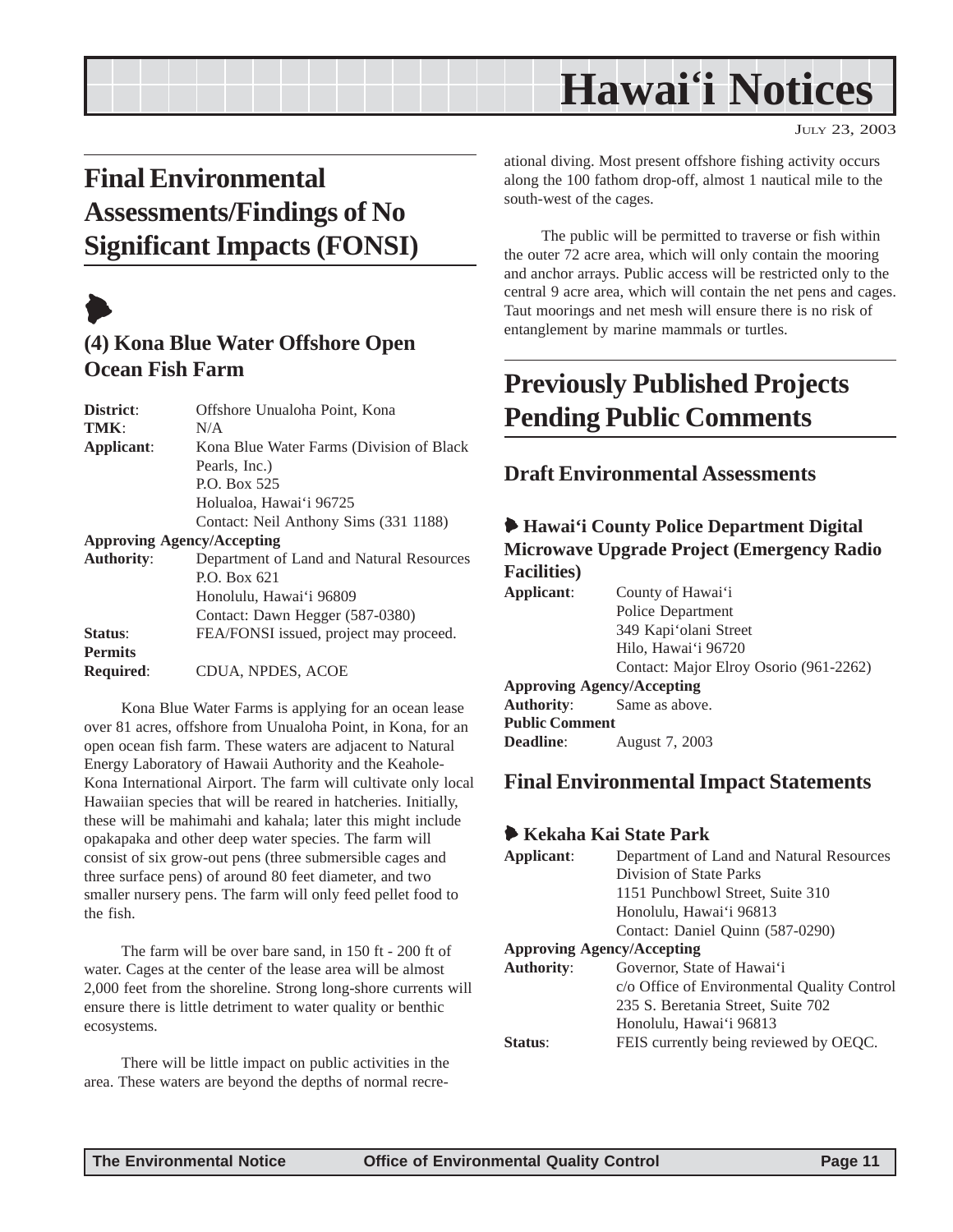# Hawai'i Notices

JULY 23, 2003

## Final Environmental Assessments/Findings of No Significant Impacts (FONSI)

### (4) Kona Blue Water Offshore Open Ocean Fish Farm

**District**: Offshore Unualoha Point, Kona
**TMK**: N/A
**Applicant**: Kona Blue Water Farms (Division of Black Pearls, Inc.)
P.O. Box 525
Holualoa, Hawai'i 96725
Contact: Neil Anthony Sims (331 1188)
**Approving Agency/Accepting Authority**: Department of Land and Natural Resources
P.O. Box 621
Honolulu, Hawai'i 96809
Contact: Dawn Hegger (587-0380)
**Status**: FEA/FONSI issued, project may proceed.
**Permits Required**: CDUA, NPDES, ACOE

Kona Blue Water Farms is applying for an ocean lease over 81 acres, offshore from Unualoha Point, in Kona, for an open ocean fish farm. These waters are adjacent to Natural Energy Laboratory of Hawaii Authority and the Keahole-Kona International Airport. The farm will cultivate only local Hawaiian species that will be reared in hatcheries. Initially, these will be mahimahi and kahala; later this might include opakapaka and other deep water species. The farm will consist of six grow-out pens (three submersible cages and three surface pens) of around 80 feet diameter, and two smaller nursery pens. The farm will only feed pellet food to the fish.

The farm will be over bare sand, in 150 ft - 200 ft of water. Cages at the center of the lease area will be almost 2,000 feet from the shoreline. Strong long-shore currents will ensure there is little detriment to water quality or benthic ecosystems.

There will be little impact on public activities in the area. These waters are beyond the depths of normal recreational diving. Most present offshore fishing activity occurs along the 100 fathom drop-off, almost 1 nautical mile to the south-west of the cages.

The public will be permitted to traverse or fish within the outer 72 acre area, which will only contain the mooring and anchor arrays. Public access will be restricted only to the central 9 acre area, which will contain the net pens and cages. Taut moorings and net mesh will ensure there is no risk of entanglement by marine mammals or turtles.

## Previously Published Projects Pending Public Comments

### Draft Environmental Assessments

#### Hawai'i County Police Department Digital Microwave Upgrade Project (Emergency Radio Facilities)

**Applicant**: County of Hawai'i
Police Department
349 Kapi'olani Street
Hilo, Hawai'i 96720
Contact: Major Elroy Osorio (961-2262)
**Approving Agency/Accepting Authority**: Same as above.
**Public Comment Deadline**: August 7, 2003

### Final Environmental Impact Statements

#### Kekaha Kai State Park

**Applicant**: Department of Land and Natural Resources
Division of State Parks
1151 Punchbowl Street, Suite 310
Honolulu, Hawai'i 96813
Contact: Daniel Quinn (587-0290)
**Approving Agency/Accepting Authority**: Governor, State of Hawai'i
c/o Office of Environmental Quality Control
235 S. Beretania Street, Suite 702
Honolulu, Hawai'i 96813
**Status**: FEIS currently being reviewed by OEQC.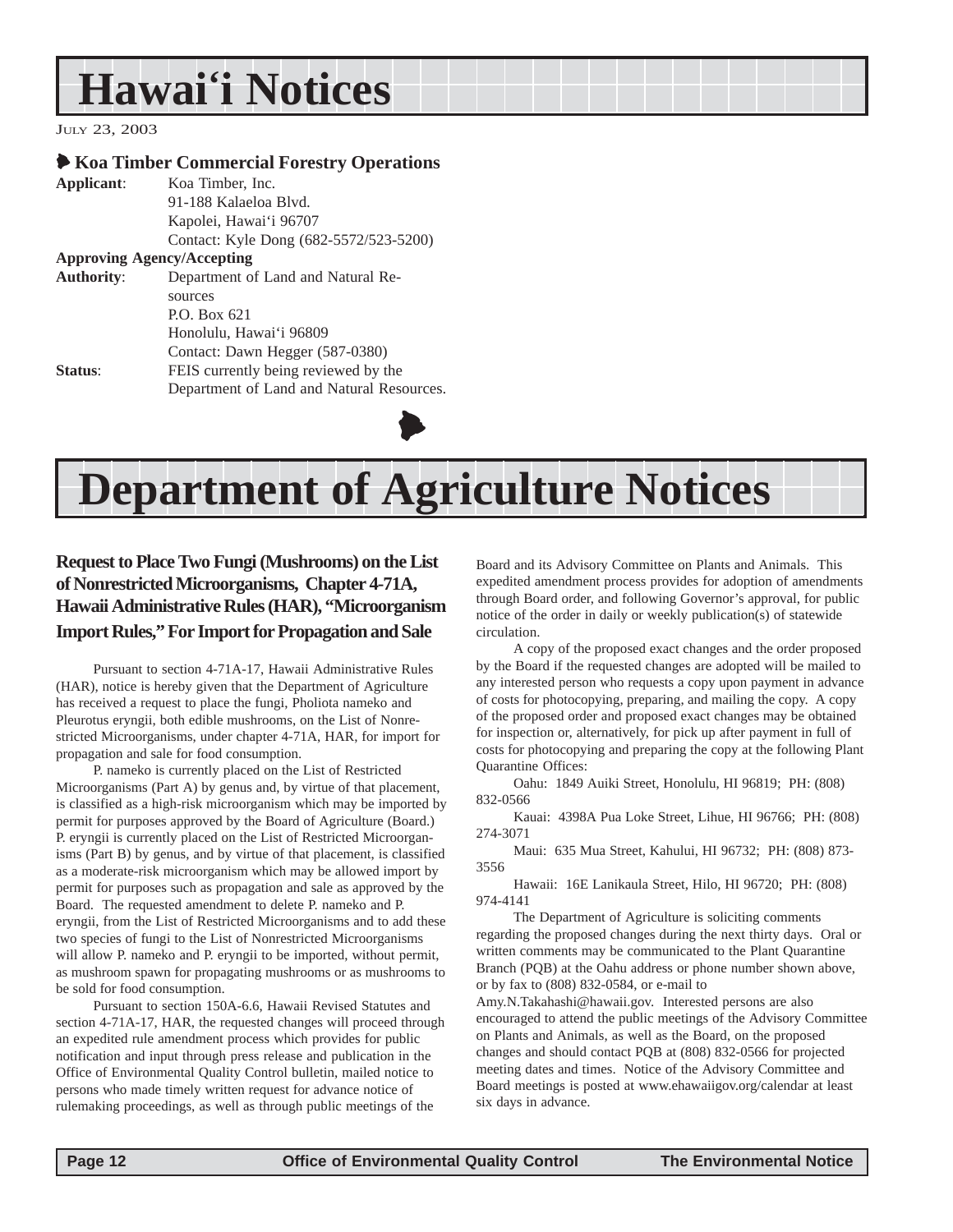# Hawai'i Notices

JULY 23, 2003

### Koa Timber Commercial Forestry Operations

**Applicant**: Koa Timber, Inc.
91-188 Kalaeloa Blvd.
Kapolei, Hawai'i 96707
Contact: Kyle Dong (682-5572/523-5200)

**Approving Agency/Accepting Authority**: Department of Land and Natural Resources
P.O. Box 621
Honolulu, Hawai'i 96809
Contact: Dawn Hegger (587-0380)

**Status**: FEIS currently being reviewed by the Department of Land and Natural Resources.

# Department of Agriculture Notices

### Request to Place Two Fungi (Mushrooms) on the List of Nonrestricted Microorganisms, Chapter 4-71A, Hawaii Administrative Rules (HAR), "Microorganism Import Rules," For Import for Propagation and Sale

Pursuant to section 4-71A-17, Hawaii Administrative Rules (HAR), notice is hereby given that the Department of Agriculture has received a request to place the fungi, Pholiota nameko and Pleurotus eryngii, both edible mushrooms, on the List of Nonrestricted Microorganisms, under chapter 4-71A, HAR, for import for propagation and sale for food consumption.

P. nameko is currently placed on the List of Restricted Microorganisms (Part A) by genus and, by virtue of that placement, is classified as a high-risk microorganism which may be imported by permit for purposes approved by the Board of Agriculture (Board.) P. eryngii is currently placed on the List of Restricted Microorganisms (Part B) by genus, and by virtue of that placement, is classified as a moderate-risk microorganism which may be allowed import by permit for purposes such as propagation and sale as approved by the Board. The requested amendment to delete P. nameko and P. eryngii, from the List of Restricted Microorganisms and to add these two species of fungi to the List of Nonrestricted Microorganisms will allow P. nameko and P. eryngii to be imported, without permit, as mushroom spawn for propagating mushrooms or as mushrooms to be sold for food consumption.

Pursuant to section 150A-6.6, Hawaii Revised Statutes and section 4-71A-17, HAR, the requested changes will proceed through an expedited rule amendment process which provides for public notification and input through press release and publication in the Office of Environmental Quality Control bulletin, mailed notice to persons who made timely written request for advance notice of rulemaking proceedings, as well as through public meetings of the Board and its Advisory Committee on Plants and Animals. This expedited amendment process provides for adoption of amendments through Board order, and following Governor's approval, for public notice of the order in daily or weekly publication(s) of statewide circulation.

A copy of the proposed exact changes and the order proposed by the Board if the requested changes are adopted will be mailed to any interested person who requests a copy upon payment in advance of costs for photocopying, preparing, and mailing the copy. A copy of the proposed order and proposed exact changes may be obtained for inspection or, alternatively, for pick up after payment in full of costs for photocopying and preparing the copy at the following Plant Quarantine Offices:

Oahu: 1849 Auiki Street, Honolulu, HI 96819; PH: (808) 832-0566

Kauai: 4398A Pua Loke Street, Lihue, HI 96766; PH: (808) 274-3071

Maui: 635 Mua Street, Kahului, HI 96732; PH: (808) 873-3556

Hawaii: 16E Lanikaula Street, Hilo, HI 96720; PH: (808) 974-4141

The Department of Agriculture is soliciting comments regarding the proposed changes during the next thirty days. Oral or written comments may be communicated to the Plant Quarantine Branch (PQB) at the Oahu address or phone number shown above, or by fax to (808) 832-0584, or e-mail to Amy.N.Takahashi@hawaii.gov. Interested persons are also encouraged to attend the public meetings of the Advisory Committee on Plants and Animals, as well as the Board, on the proposed changes and should contact PQB at (808) 832-0566 for projected meeting dates and times. Notice of the Advisory Committee and Board meetings is posted at www.ehawaiigov.org/calendar at least six days in advance.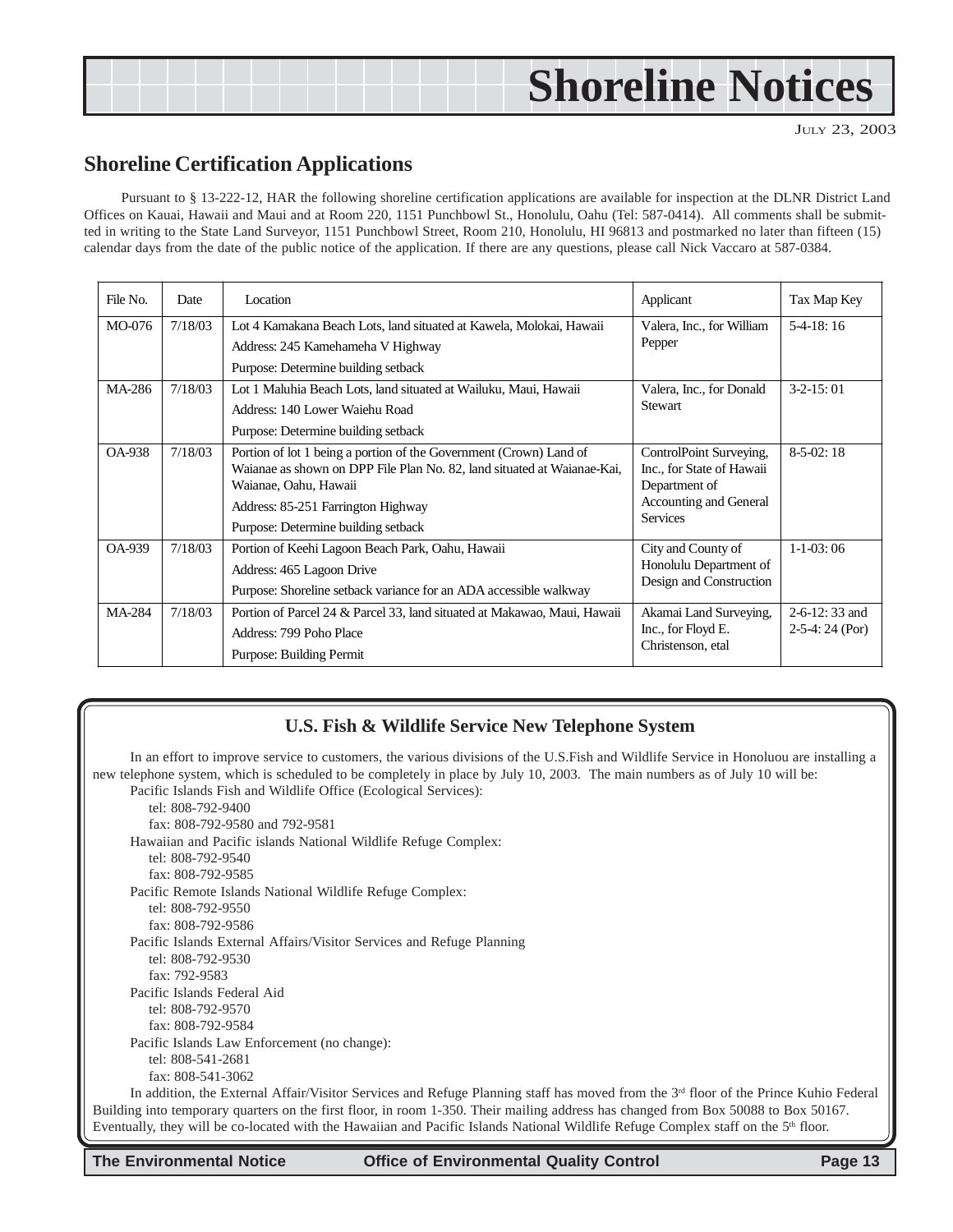# Shoreline Notices

July 23, 2003

## Shoreline Certification Applications

Pursuant to § 13-222-12, HAR the following shoreline certification applications are available for inspection at the DLNR District Land Offices on Kauai, Hawaii and Maui and at Room 220, 1151 Punchbowl St., Honolulu, Oahu (Tel: 587-0414). All comments shall be submitted in writing to the State Land Surveyor, 1151 Punchbowl Street, Room 210, Honolulu, HI 96813 and postmarked no later than fifteen (15) calendar days from the date of the public notice of the application. If there are any questions, please call Nick Vaccaro at 587-0384.

| File No. | Date | Location | Applicant | Tax Map Key |
|---|---|---|---|---|
| MO-076 | 7/18/03 | Lot 4 Kamakana Beach Lots, land situated at Kawela, Molokai, Hawaii<br>Address: 245 Kamehameha V Highway<br>Purpose: Determine building setback | Valera, Inc., for William Pepper | 5-4-18: 16 |
| MA-286 | 7/18/03 | Lot 1 Maluhia Beach Lots, land situated at Wailuku, Maui, Hawaii<br>Address: 140 Lower Waiehu Road<br>Purpose: Determine building setback | Valera, Inc., for Donald Stewart | 3-2-15: 01 |
| OA-938 | 7/18/03 | Portion of lot 1 being a portion of the Government (Crown) Land of Waianae as shown on DPP File Plan No. 82, land situated at Waianae-Kai, Waianae, Oahu, Hawaii<br>Address: 85-251 Farrington Highway<br>Purpose: Determine building setback | ControlPoint Surveying, Inc., for State of Hawaii Department of Accounting and General Services | 8-5-02: 18 |
| OA-939 | 7/18/03 | Portion of Keehi Lagoon Beach Park, Oahu, Hawaii<br>Address: 465 Lagoon Drive<br>Purpose: Shoreline setback variance for an ADA accessible walkway | City and County of Honolulu Department of Design and Construction | 1-1-03: 06 |
| MA-284 | 7/18/03 | Portion of Parcel 24 & Parcel 33, land situated at Makawao, Maui, Hawaii<br>Address: 799 Poho Place<br>Purpose: Building Permit | Akamai Land Surveying, Inc., for Floyd E. Christenson, etal | 2-6-12: 33 and 2-5-4: 24 (Por) |

### U.S. Fish & Wildlife Service New Telephone System

In an effort to improve service to customers, the various divisions of the U.S.Fish and Wildlife Service in Honoluou are installing a new telephone system, which is scheduled to be completely in place by July 10, 2003. The main numbers as of July 10 will be:

Pacific Islands Fish and Wildlife Office (Ecological Services):
- tel: 808-792-9400
- fax: 808-792-9580 and 792-9581

Hawaiian and Pacific islands National Wildlife Refuge Complex:
- tel: 808-792-9540
- fax: 808-792-9585

Pacific Remote Islands National Wildlife Refuge Complex:
- tel: 808-792-9550
- fax: 808-792-9586

Pacific Islands External Affairs/Visitor Services and Refuge Planning
- tel: 808-792-9530
- fax: 792-9583

Pacific Islands Federal Aid
- tel: 808-792-9570
- fax: 808-792-9584

Pacific Islands Law Enforcement (no change):
- tel: 808-541-2681
- fax: 808-541-3062

In addition, the External Affair/Visitor Services and Refuge Planning staff has moved from the 3rd floor of the Prince Kuhio Federal Building into temporary quarters on the first floor, in room 1-350. Their mailing address has changed from Box 50088 to Box 50167. Eventually, they will be co-located with the Hawaiian and Pacific Islands National Wildlife Refuge Complex staff on the 5th floor.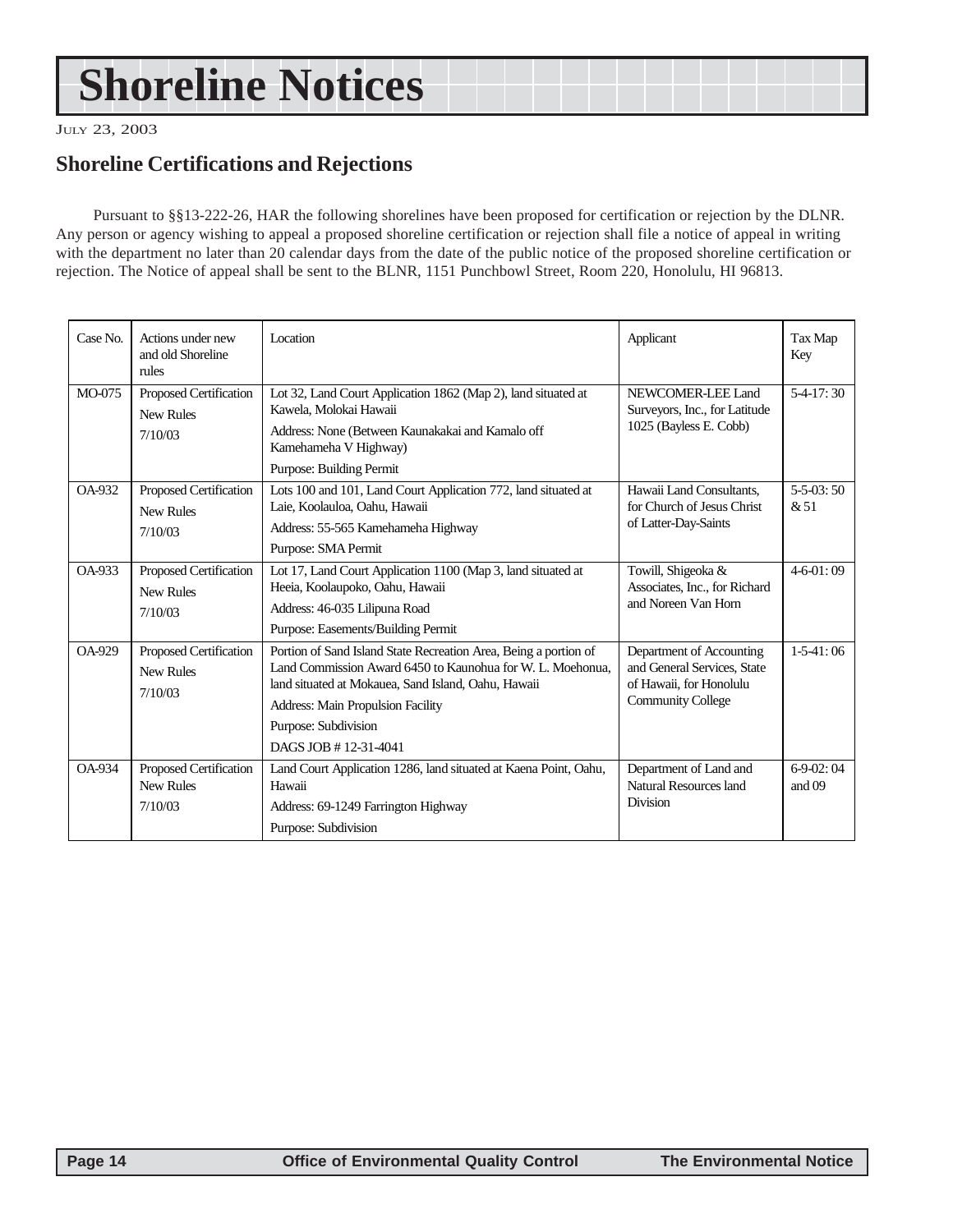# Shoreline Notices

July 23, 2003

## Shoreline Certifications and Rejections

Pursuant to §§13-222-26, HAR the following shorelines have been proposed for certification or rejection by the DLNR. Any person or agency wishing to appeal a proposed shoreline certification or rejection shall file a notice of appeal in writing with the department no later than 20 calendar days from the date of the public notice of the proposed shoreline certification or rejection. The Notice of appeal shall be sent to the BLNR, 1151 Punchbowl Street, Room 220, Honolulu, HI 96813.

| Case No. | Actions under new and old Shoreline rules | Location | Applicant | Tax Map Key |
|---|---|---|---|---|
| MO-075 | Proposed Certification<br>New Rules<br>7/10/03 | Lot 32, Land Court Application 1862 (Map 2), land situated at Kawela, Molokai Hawaii<br>Address: None (Between Kaunakakai and Kamalo off Kamehameha V Highway)<br>Purpose: Building Permit | NEWCOMER-LEE Land Surveyors, Inc., for Latitude 1025 (Bayless E. Cobb) | 5-4-17: 30 |
| OA-932 | Proposed Certification<br>New Rules<br>7/10/03 | Lots 100 and 101, Land Court Application 772, land situated at Laie, Koolauloa, Oahu, Hawaii<br>Address: 55-565 Kamehameha Highway<br>Purpose: SMA Permit | Hawaii Land Consultants, for Church of Jesus Christ of Latter-Day-Saints | 5-5-03: 50 & 51 |
| OA-933 | Proposed Certification<br>New Rules<br>7/10/03 | Lot 17, Land Court Application 1100 (Map 3, land situated at Heeia, Koolaupoko, Oahu, Hawaii<br>Address: 46-035 Lilipuna Road<br>Purpose: Easements/Building Permit | Towill, Shigeoka & Associates, Inc., for Richard and Noreen Van Horn | 4-6-01: 09 |
| OA-929 | Proposed Certification<br>New Rules<br>7/10/03 | Portion of Sand Island State Recreation Area, Being a portion of Land Commission Award 6450 to Kaunohua for W. L. Moehonua, land situated at Mokauea, Sand Island, Oahu, Hawaii<br>Address: Main Propulsion Facility<br>Purpose: Subdivision<br>DAGS JOB # 12-31-4041 | Department of Accounting and General Services, State of Hawaii, for Honolulu Community College | 1-5-41: 06 |
| OA-934 | Proposed Certification<br>New Rules<br>7/10/03 | Land Court Application 1286, land situated at Kaena Point, Oahu, Hawaii<br>Address: 69-1249 Farrington Highway<br>Purpose: Subdivision | Department of Land and Natural Resources land Division | 6-9-02: 04 and 09 |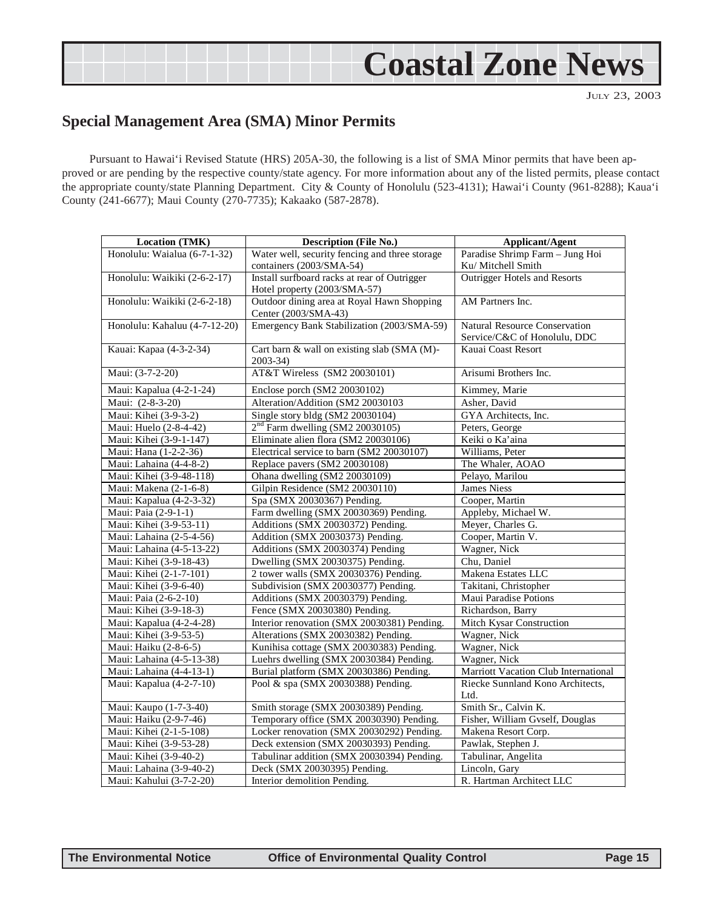## Special Management Area (SMA) Minor Permits

Pursuant to Hawai'i Revised Statute (HRS) 205A-30, the following is a list of SMA Minor permits that have been approved or are pending by the respective county/state agency. For more information about any of the listed permits, please contact the appropriate county/state Planning Department. City & County of Honolulu (523-4131); Hawai'i County (961-8288); Kaua'i County (241-6677); Maui County (270-7735); Kakaako (587-2878).

| Location (TMK) | Description (File No.) | Applicant/Agent |
|---|---|---|
| Honolulu: Waialua (6-7-1-32) | Water well, security fencing and three storage containers (2003/SMA-54) | Paradise Shrimp Farm – Jung Hoi Ku/ Mitchell Smith |
| Honolulu: Waikiki (2-6-2-17) | Install surfboard racks at rear of Outrigger Hotel property (2003/SMA-57) | Outrigger Hotels and Resorts |
| Honolulu: Waikiki (2-6-2-18) | Outdoor dining area at Royal Hawn Shopping Center (2003/SMA-43) | AM Partners Inc. |
| Honolulu: Kahaluu (4-7-12-20) | Emergency Bank Stabilization (2003/SMA-59) | Natural Resource Conservation Service/C&C of Honolulu, DDC |
| Kauai: Kapaa (4-3-2-34) | Cart barn & wall on existing slab (SMA (M)-2003-34) | Kauai Coast Resort |
| Maui: (3-7-2-20) | AT&T Wireless (SM2 20030101) | Arisumi Brothers Inc. |
| Maui: Kapalua (4-2-1-24) | Enclose porch (SM2 20030102) | Kimmey, Marie |
| Maui: (2-8-3-20) | Alteration/Addition (SM2 20030103 | Asher, David |
| Maui: Kihei (3-9-3-2) | Single story bldg (SM2 20030104) | GYA Architects, Inc. |
| Maui: Huelo (2-8-4-42) | 2nd Farm dwelling (SM2 20030105) | Peters, George |
| Maui: Kihei (3-9-1-147) | Eliminate alien flora (SM2 20030106) | Keiki o Ka'aina |
| Maui: Hana (1-2-2-36) | Electrical service to barn (SM2 20030107) | Williams, Peter |
| Maui: Lahaina (4-4-8-2) | Replace pavers (SM2 20030108) | The Whaler, AOAO |
| Maui: Kihei (3-9-48-118) | Ohana dwelling (SM2 20030109) | Pelayo, Marilou |
| Maui: Makena (2-1-6-8) | Gilpin Residence (SM2 20030110) | James Niess |
| Maui: Kapalua (4-2-3-32) | Spa (SMX 20030367) Pending. | Cooper, Martin |
| Maui: Paia (2-9-1-1) | Farm dwelling (SMX 20030369) Pending. | Appleby, Michael W. |
| Maui: Kihei (3-9-53-11) | Additions (SMX 20030372) Pending. | Meyer, Charles G. |
| Maui: Lahaina (2-5-4-56) | Addition (SMX 20030373) Pending. | Cooper, Martin V. |
| Maui: Lahaina (4-5-13-22) | Additions (SMX 20030374) Pending | Wagner, Nick |
| Maui: Kihei (3-9-18-43) | Dwelling (SMX 20030375) Pending. | Chu, Daniel |
| Maui: Kihei (2-1-7-101) | 2 tower walls (SMX 20030376) Pending. | Makena Estates LLC |
| Maui: Kihei (3-9-6-40) | Subdivision (SMX 20030377) Pending. | Takitani, Christopher |
| Maui: Paia (2-6-2-10) | Additions (SMX 20030379) Pending. | Maui Paradise Potions |
| Maui: Kihei (3-9-18-3) | Fence (SMX 20030380) Pending. | Richardson, Barry |
| Maui: Kapalua (4-2-4-28) | Interior renovation (SMX 20030381) Pending. | Mitch Kysar Construction |
| Maui: Kihei (3-9-53-5) | Alterations (SMX 20030382) Pending. | Wagner, Nick |
| Maui: Haiku (2-8-6-5) | Kunihisa cottage (SMX 20030383) Pending. | Wagner, Nick |
| Maui: Lahaina (4-5-13-38) | Luehrs dwelling (SMX 20030384) Pending. | Wagner, Nick |
| Maui: Lahaina (4-4-13-1) | Burial platform (SMX 20030386) Pending. | Marriott Vacation Club International |
| Maui: Kapalua (4-2-7-10) | Pool & spa (SMX 20030388) Pending. | Riecke Sunnland Kono Architects, Ltd. |
| Maui: Kaupo (1-7-3-40) | Smith storage (SMX 20030389) Pending. | Smith Sr., Calvin K. |
| Maui: Haiku (2-9-7-46) | Temporary office (SMX 20030390) Pending. | Fisher, William Gvself, Douglas |
| Maui: Kihei (2-1-5-108) | Locker renovation (SMX 20030292) Pending. | Makena Resort Corp. |
| Maui: Kihei (3-9-53-28) | Deck extension (SMX 20030393) Pending. | Pawlak, Stephen J. |
| Maui: Kihei (3-9-40-2) | Tabulinar addition (SMX 20030394) Pending. | Tabulinar, Angelita |
| Maui: Lahaina (3-9-40-2) | Deck (SMX 20030395) Pending. | Lincoln, Gary |
| Maui: Kahului (3-7-2-20) | Interior demolition Pending. | R. Hartman Architect LLC |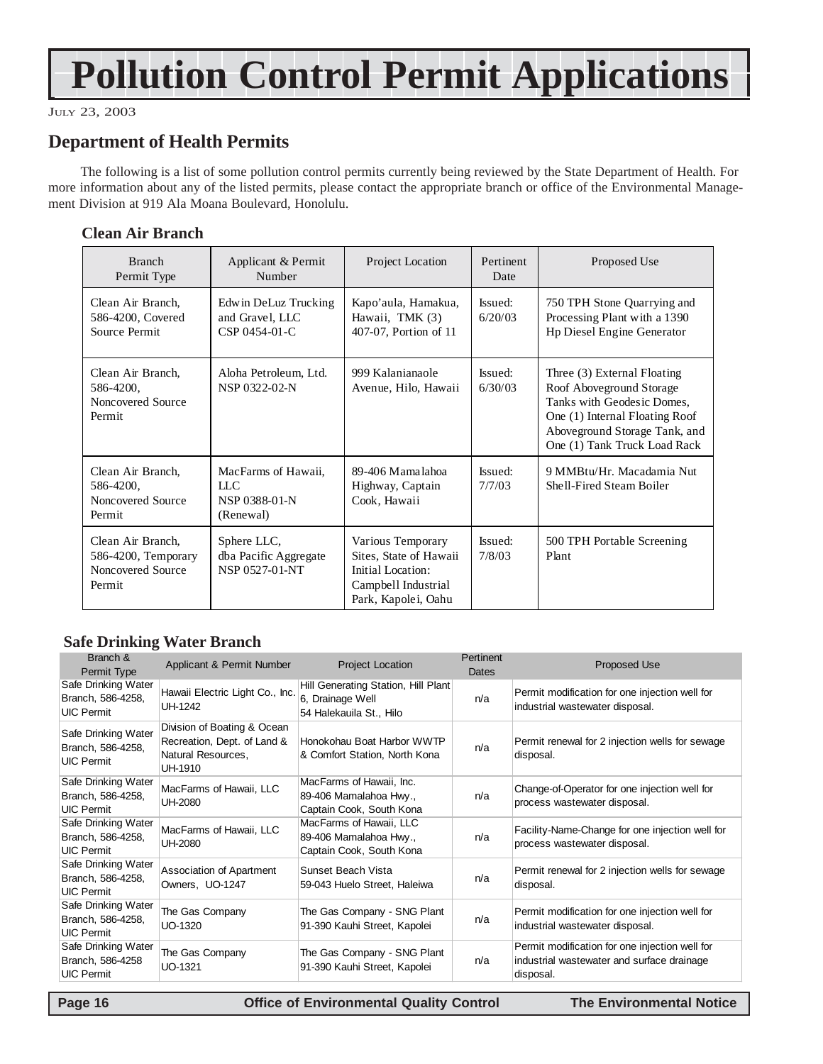# Pollution Control Permit Applications

JULY 23, 2003

## Department of Health Permits

The following is a list of some pollution control permits currently being reviewed by the State Department of Health. For more information about any of the listed permits, please contact the appropriate branch or office of the Environmental Management Division at 919 Ala Moana Boulevard, Honolulu.

### Clean Air Branch

| Branch Permit Type | Applicant & Permit Number | Project Location | Pertinent Date | Proposed Use |
|---|---|---|---|---|
| Clean Air Branch, 586-4200, Covered Source Permit | Edwin DeLuz Trucking and Gravel, LLC CSP 0454-01-C | Kapo'aula, Hamakua, Hawaii, TMK (3) 407-07, Portion of 11 | Issued: 6/20/03 | 750 TPH Stone Quarrying and Processing Plant with a 1390 Hp Diesel Engine Generator |
| Clean Air Branch, 586-4200, Noncovered Source Permit | Aloha Petroleum, Ltd. NSP 0322-02-N | 999 Kalanianaole Avenue, Hilo, Hawaii | Issued: 6/30/03 | Three (3) External Floating Roof Aboveground Storage Tanks with Geodesic Domes, One (1) Internal Floating Roof Aboveground Storage Tank, and One (1) Tank Truck Load Rack |
| Clean Air Branch, 586-4200, Noncovered Source Permit | MacFarms of Hawaii, LLC NSP 0388-01-N (Renewal) | 89-406 Mamalahoa Highway, Captain Cook, Hawaii | Issued: 7/7/03 | 9 MMBtu/Hr. Macadamia Nut Shell-Fired Steam Boiler |
| Clean Air Branch, 586-4200, Temporary Noncovered Source Permit | Sphere LLC, dba Pacific Aggregate NSP 0527-01-NT | Various Temporary Sites, State of Hawaii Initial Location: Campbell Industrial Park, Kapolei, Oahu | Issued: 7/8/03 | 500 TPH Portable Screening Plant |

### Safe Drinking Water Branch

| Branch & Permit Type | Applicant & Permit Number | Project Location | Pertinent Dates | Proposed Use |
|---|---|---|---|---|
| Safe Drinking Water Branch, 586-4258, UIC Permit | Hawaii Electric Light Co., Inc. UH-1242 | Hill Generating Station, Hill Plant 6, Drainage Well 54 Halekauila St., Hilo | n/a | Permit modification for one injection well for industrial wastewater disposal. |
| Safe Drinking Water Branch, 586-4258, UIC Permit | Division of Boating & Ocean Recreation, Dept. of Land & Natural Resources, UH-1910 | Honokohau Boat Harbor WWTP & Comfort Station, North Kona | n/a | Permit renewal for 2 injection wells for sewage disposal. |
| Safe Drinking Water Branch, 586-4258, UIC Permit | MacFarms of Hawaii, LLC UH-2080 | MacFarms of Hawaii, Inc. 89-406 Mamalahoa Hwy., Captain Cook, South Kona | n/a | Change-of-Operator for one injection well for process wastewater disposal. |
| Safe Drinking Water Branch, 586-4258, UIC Permit | MacFarms of Hawaii, LLC UH-2080 | MacFarms of Hawaii, LLC 89-406 Mamalahoa Hwy., Captain Cook, South Kona | n/a | Facility-Name-Change for one injection well for process wastewater disposal. |
| Safe Drinking Water Branch, 586-4258, UIC Permit | Association of Apartment Owners, UO-1247 | Sunset Beach Vista 59-043 Huelo Street, Haleiwa | n/a | Permit renewal for 2 injection wells for sewage disposal. |
| Safe Drinking Water Branch, 586-4258, UIC Permit | The Gas Company UO-1320 | The Gas Company - SNG Plant 91-390 Kauhi Street, Kapolei | n/a | Permit modification for one injection well for industrial wastewater disposal. |
| Safe Drinking Water Branch, 586-4258 UIC Permit | The Gas Company UO-1321 | The Gas Company - SNG Plant 91-390 Kauhi Street, Kapolei | n/a | Permit modification for one injection well for industrial wastewater and surface drainage disposal. |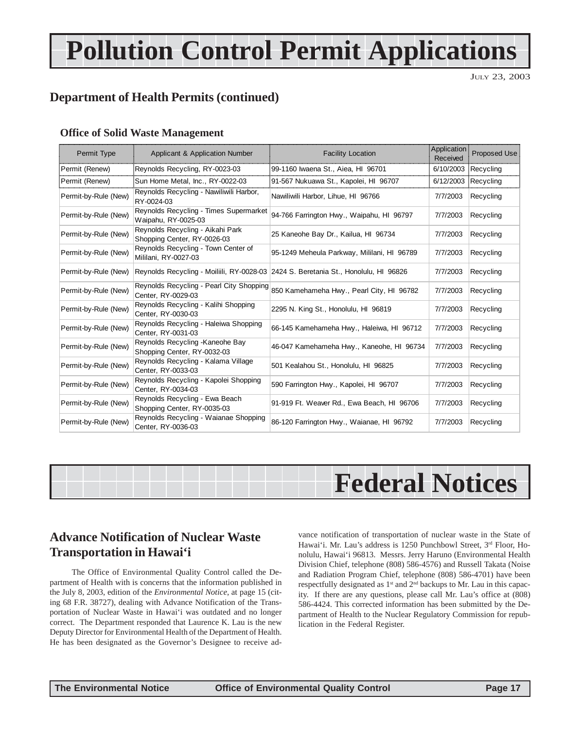# Pollution Control Permit Applications

## Department of Health Permits (continued)

### Office of Solid Waste Management

| Permit Type | Applicant & Application Number | Facility Location | Application Received | Proposed Use |
|---|---|---|---|---|
| Permit (Renew) | Reynolds Recycling, RY-0023-03 | 99-1160 Iwaena St., Aiea, HI 96701 | 6/10/2003 | Recycling |
| Permit (Renew) | Sun Home Metal, Inc., RY-0022-03 | 91-567 Nukuawa St., Kapolei, HI 96707 | 6/12/2003 | Recycling |
| Permit-by-Rule (New) | Reynolds Recycling - Nawiliwili Harbor, RY-0024-03 | Nawiliwili Harbor, Lihue, HI 96766 | 7/7/2003 | Recycling |
| Permit-by-Rule (New) | Reynolds Recycling - Times Supermarket Waipahu, RY-0025-03 | 94-766 Farrington Hwy., Waipahu, HI 96797 | 7/7/2003 | Recycling |
| Permit-by-Rule (New) | Reynolds Recycling - Aikahi Park Shopping Center, RY-0026-03 | 25 Kaneohe Bay Dr., Kailua, HI 96734 | 7/7/2003 | Recycling |
| Permit-by-Rule (New) | Reynolds Recycling - Town Center of Mililani, RY-0027-03 | 95-1249 Meheula Parkway, Mililani, HI 96789 | 7/7/2003 | Recycling |
| Permit-by-Rule (New) | Reynolds Recycling - Moiliili, RY-0028-03 | 2424 S. Beretania St., Honolulu, HI 96826 | 7/7/2003 | Recycling |
| Permit-by-Rule (New) | Reynolds Recycling - Pearl City Shopping Center, RY-0029-03 | 850 Kamehameha Hwy., Pearl City, HI 96782 | 7/7/2003 | Recycling |
| Permit-by-Rule (New) | Reynolds Recycling - Kalihi Shopping Center, RY-0030-03 | 2295 N. King St., Honolulu, HI 96819 | 7/7/2003 | Recycling |
| Permit-by-Rule (New) | Reynolds Recycling - Haleiwa Shopping Center, RY-0031-03 | 66-145 Kamehameha Hwy., Haleiwa, HI 96712 | 7/7/2003 | Recycling |
| Permit-by-Rule (New) | Reynolds Recycling -Kaneohe Bay Shopping Center, RY-0032-03 | 46-047 Kamehameha Hwy., Kaneohe, HI 96734 | 7/7/2003 | Recycling |
| Permit-by-Rule (New) | Reynolds Recycling - Kalama Village Center, RY-0033-03 | 501 Kealahou St., Honolulu, HI 96825 | 7/7/2003 | Recycling |
| Permit-by-Rule (New) | Reynolds Recycling - Kapolei Shopping Center, RY-0034-03 | 590 Farrington Hwy., Kapolei, HI 96707 | 7/7/2003 | Recycling |
| Permit-by-Rule (New) | Reynolds Recycling - Ewa Beach Shopping Center, RY-0035-03 | 91-919 Ft. Weaver Rd., Ewa Beach, HI 96706 | 7/7/2003 | Recycling |
| Permit-by-Rule (New) | Reynolds Recycling - Waianae Shopping Center, RY-0036-03 | 86-120 Farrington Hwy., Waianae, HI 96792 | 7/7/2003 | Recycling |

# Federal Notices

## Advance Notification of Nuclear Waste Transportation in Hawai'i

The Office of Environmental Quality Control called the Department of Health with is concerns that the information published in the July 8, 2003, edition of the *Environmental Notice*, at page 15 (citing 68 F.R. 38727), dealing with Advance Notification of the Transportation of Nuclear Waste in Hawai'i was outdated and no longer correct. The Department responded that Laurence K. Lau is the new Deputy Director for Environmental Health of the Department of Health. He has been designated as the Governor's Designee to receive advance notification of transportation of nuclear waste in the State of Hawai'i. Mr. Lau's address is 1250 Punchbowl Street, 3rd Floor, Honolulu, Hawai'i 96813. Messrs. Jerry Haruno (Environmental Health Division Chief, telephone (808) 586-4576) and Russell Takata (Noise and Radiation Program Chief, telephone (808) 586-4701) have been respectfully designated as 1st and 2nd backups to Mr. Lau in this capacity. If there are any questions, please call Mr. Lau's office at (808) 586-4424. This corrected information has been submitted by the Department of Health to the Nuclear Regulatory Commission for republication in the Federal Register.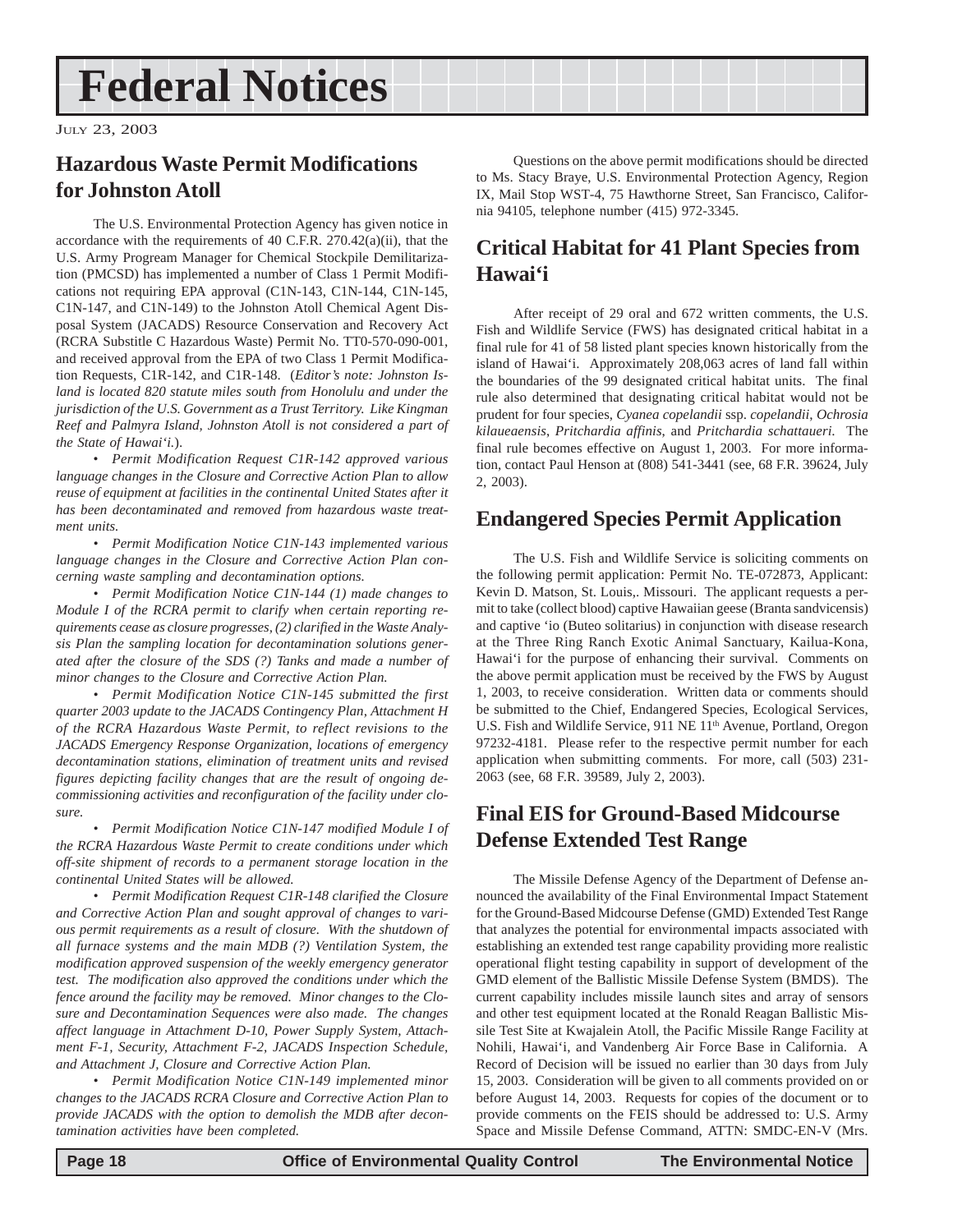# Federal Notices

JULY 23, 2003

## Hazardous Waste Permit Modifications for Johnston Atoll

The U.S. Environmental Protection Agency has given notice in accordance with the requirements of 40 C.F.R. 270.42(a)(ii), that the U.S. Army Progream Manager for Chemical Stockpile Demilitarization (PMCSD) has implemented a number of Class 1 Permit Modifications not requiring EPA approval (C1N-143, C1N-144, C1N-145, C1N-147, and C1N-149) to the Johnston Atoll Chemical Agent Disposal System (JACADS) Resource Conservation and Recovery Act (RCRA Substitle C Hazardous Waste) Permit No. TT0-570-090-001, and received approval from the EPA of two Class 1 Permit Modification Requests, C1R-142, and C1R-148. (*Editor's note: Johnston Island is located 820 statute miles south from Honolulu and under the jurisdiction of the U.S. Government as a Trust Territory. Like Kingman Reef and Palmyra Island, Johnston Atoll is not considered a part of the State of Hawai'i.*).

- *Permit Modification Request C1R-142 approved various language changes in the Closure and Corrective Action Plan to allow reuse of equipment at facilities in the continental United States after it has been decontaminated and removed from hazardous waste treatment units.*
- *Permit Modification Notice C1N-143 implemented various language changes in the Closure and Corrective Action Plan concerning waste sampling and decontamination options.*
- *Permit Modification Notice C1N-144 (1) made changes to Module I of the RCRA permit to clarify when certain reporting requirements cease as closure progresses, (2) clarified in the Waste Analysis Plan the sampling location for decontamination solutions generated after the closure of the SDS (?) Tanks and made a number of minor changes to the Closure and Corrective Action Plan.*
- *Permit Modification Notice C1N-145 submitted the first quarter 2003 update to the JACADS Contingency Plan, Attachment H of the RCRA Hazardous Waste Permit, to reflect revisions to the JACADS Emergency Response Organization, locations of emergency decontamination stations, elimination of treatment units and revised figures depicting facility changes that are the result of ongoing decommissioning activities and reconfiguration of the facility under closure.*
- *Permit Modification Notice C1N-147 modified Module I of the RCRA Hazardous Waste Permit to create conditions under which off-site shipment of records to a permanent storage location in the continental United States will be allowed.*
- *Permit Modification Request C1R-148 clarified the Closure and Corrective Action Plan and sought approval of changes to various permit requirements as a result of closure. With the shutdown of all furnace systems and the main MDB (?) Ventilation System, the modification approved suspension of the weekly emergency generator test. The modification also approved the conditions under which the fence around the facility may be removed. Minor changes to the Closure and Decontamination Sequences were also made. The changes affect language in Attachment D-10, Power Supply System, Attachment F-1, Security, Attachment F-2, JACADS Inspection Schedule, and Attachment J, Closure and Corrective Action Plan.*
- *Permit Modification Notice C1N-149 implemented minor changes to the JACADS RCRA Closure and Corrective Action Plan to provide JACADS with the option to demolish the MDB after decontamination activities have been completed.*

Questions on the above permit modifications should be directed to Ms. Stacy Braye, U.S. Environmental Protection Agency, Region IX, Mail Stop WST-4, 75 Hawthorne Street, San Francisco, California 94105, telephone number (415) 972-3345.

## Critical Habitat for 41 Plant Species from Hawai'i

After receipt of 29 oral and 672 written comments, the U.S. Fish and Wildlife Service (FWS) has designated critical habitat in a final rule for 41 of 58 listed plant species known historically from the island of Hawai'i. Approximately 208,063 acres of land fall within the boundaries of the 99 designated critical habitat units. The final rule also determined that designating critical habitat would not be prudent for four species, *Cyanea copelandii* ssp. *copelandii*, *Ochrosia kilaueaensis*, *Pritchardia affinis*, and *Pritchardia schattaueri.* The final rule becomes effective on August 1, 2003. For more information, contact Paul Henson at (808) 541-3441 (see, 68 F.R. 39624, July 2, 2003).

## Endangered Species Permit Application

The U.S. Fish and Wildlife Service is soliciting comments on the following permit application: Permit No. TE-072873, Applicant: Kevin D. Matson, St. Louis,. Missouri. The applicant requests a permit to take (collect blood) captive Hawaiian geese (Branta sandvicensis) and captive 'io (Buteo solitarius) in conjunction with disease research at the Three Ring Ranch Exotic Animal Sanctuary, Kailua-Kona, Hawai'i for the purpose of enhancing their survival. Comments on the above permit application must be received by the FWS by August 1, 2003, to receive consideration. Written data or comments should be submitted to the Chief, Endangered Species, Ecological Services, U.S. Fish and Wildlife Service, 911 NE 11th Avenue, Portland, Oregon 97232-4181. Please refer to the respective permit number for each application when submitting comments. For more, call (503) 231-2063 (see, 68 F.R. 39589, July 2, 2003).

## Final EIS for Ground-Based Midcourse Defense Extended Test Range

The Missile Defense Agency of the Department of Defense announced the availability of the Final Environmental Impact Statement for the Ground-Based Midcourse Defense (GMD) Extended Test Range that analyzes the potential for environmental impacts associated with establishing an extended test range capability providing more realistic operational flight testing capability in support of development of the GMD element of the Ballistic Missile Defense System (BMDS). The current capability includes missile launch sites and array of sensors and other test equipment located at the Ronald Reagan Ballistic Missile Test Site at Kwajalein Atoll, the Pacific Missile Range Facility at Nohili, Hawai'i, and Vandenberg Air Force Base in California. A Record of Decision will be issued no earlier than 30 days from July 15, 2003. Consideration will be given to all comments provided on or before August 14, 2003. Requests for copies of the document or to provide comments on the FEIS should be addressed to: U.S. Army Space and Missile Defense Command, ATTN: SMDC-EN-V (Mrs.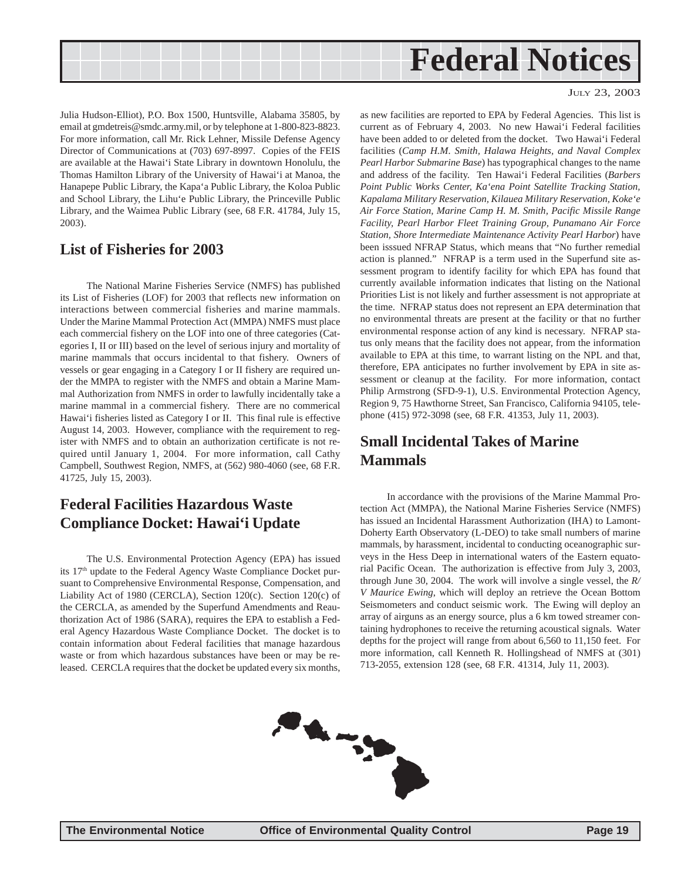Julia Hudson-Elliot), P.O. Box 1500, Huntsville, Alabama 35805, by email at gmdetreis@smdc.army.mil, or by telephone at 1-800-823-8823. For more information, call Mr. Rick Lehner, Missile Defense Agency Director of Communications at (703) 697-8997. Copies of the FEIS are available at the Hawai‘i State Library in downtown Honolulu, the Thomas Hamilton Library of the University of Hawai‘i at Manoa, the Hanapepe Public Library, the Kapa‘a Public Library, the Koloa Public and School Library, the Lihu‘e Public Library, the Princeville Public Library, and the Waimea Public Library (see, 68 F.R. 41784, July 15, 2003).

## List of Fisheries for 2003

The National Marine Fisheries Service (NMFS) has published its List of Fisheries (LOF) for 2003 that reflects new information on interactions between commercial fisheries and marine mammals. Under the Marine Mammal Protection Act (MMPA) NMFS must place each commercial fishery on the LOF into one of three categories (Categories I, II or III) based on the level of serious injury and mortality of marine mammals that occurs incidental to that fishery. Owners of vessels or gear engaging in a Category I or II fishery are required under the MMPA to register with the NMFS and obtain a Marine Mammal Authorization from NMFS in order to lawfully incidentally take a marine mammal in a commercial fishery. There are no commerical Hawai‘i fisheries listed as Category I or II. This final rule is effective August 14, 2003. However, compliance with the requirement to register with NMFS and to obtain an authorization certificate is not required until January 1, 2004. For more information, call Cathy Campbell, Southwest Region, NMFS, at (562) 980-4060 (see, 68 F.R. 41725, July 15, 2003).

## Federal Facilities Hazardous Waste Compliance Docket: Hawai‘i Update

The U.S. Environmental Protection Agency (EPA) has issued its 17th update to the Federal Agency Waste Compliance Docket pursuant to Comprehensive Environmental Response, Compensation, and Liability Act of 1980 (CERCLA), Section 120(c). Section 120(c) of the CERCLA, as amended by the Superfund Amendments and Reauthorization Act of 1986 (SARA), requires the EPA to establish a Federal Agency Hazardous Waste Compliance Docket. The docket is to contain information about Federal facilities that manage hazardous waste or from which hazardous substances have been or may be released. CERCLA requires that the docket be updated every six months, as new facilities are reported to EPA by Federal Agencies. This list is current as of February 4, 2003. No new Hawai‘i Federal facilities have been added to or deleted from the docket. Two Hawai‘i Federal facilities (*Camp H.M. Smith, Halawa Heights, and Naval Complex Pearl Harbor Submarine Base*) has typographical changes to the name and address of the facility. Ten Hawai‘i Federal Facilities (*Barbers Point Public Works Center, Ka‘ena Point Satellite Tracking Station, Kapalama Military Reservation, Kilauea Military Reservation, Koke‘e Air Force Station, Marine Camp H. M. Smith, Pacific Missile Range Facility, Pearl Harbor Fleet Training Group, Punamano Air Force Station, Shore Intermediate Maintenance Activity Pearl Harbor*) have been isssued NFRAP Status, which means that “No further remedial action is planned.” NFRAP is a term used in the Superfund site assessment program to identify facility for which EPA has found that currently available information indicates that listing on the National Priorities List is not likely and further assessment is not appropriate at the time. NFRAP status does not represent an EPA determination that no environmental threats are present at the facility or that no further environmental response action of any kind is necessary. NFRAP status only means that the facility does not appear, from the information available to EPA at this time, to warrant listing on the NPL and that, therefore, EPA anticipates no further involvement by EPA in site assessment or cleanup at the facility. For more information, contact Philip Armstrong (SFD-9-1), U.S. Environmental Protection Agency, Region 9, 75 Hawthorne Street, San Francisco, California 94105, telephone (415) 972-3098 (see, 68 F.R. 41353, July 11, 2003).

## Small Incidental Takes of Marine Mammals

In accordance with the provisions of the Marine Mammal Protection Act (MMPA), the National Marine Fisheries Service (NMFS) has issued an Incidental Harassment Authorization (IHA) to Lamont-Doherty Earth Observatory (L-DEO) to take small numbers of marine mammals, by harassment, incidental to conducting oceanographic surveys in the Hess Deep in international waters of the Eastern equatorial Pacific Ocean. The authorization is effective from July 3, 2003, through June 30, 2004. The work will involve a single vessel, the *R/V Maurice Ewing*, which will deploy an retrieve the Ocean Bottom Seismometers and conduct seismic work. The Ewing will deploy an array of airguns as an energy source, plus a 6 km towed streamer containing hydrophones to receive the returning acoustical signals. Water depths for the project will range from about 6,560 to 11,150 feet. For more information, call Kenneth R. Hollingshead of NMFS at (301) 713-2055, extension 128 (see, 68 F.R. 41314, July 11, 2003).